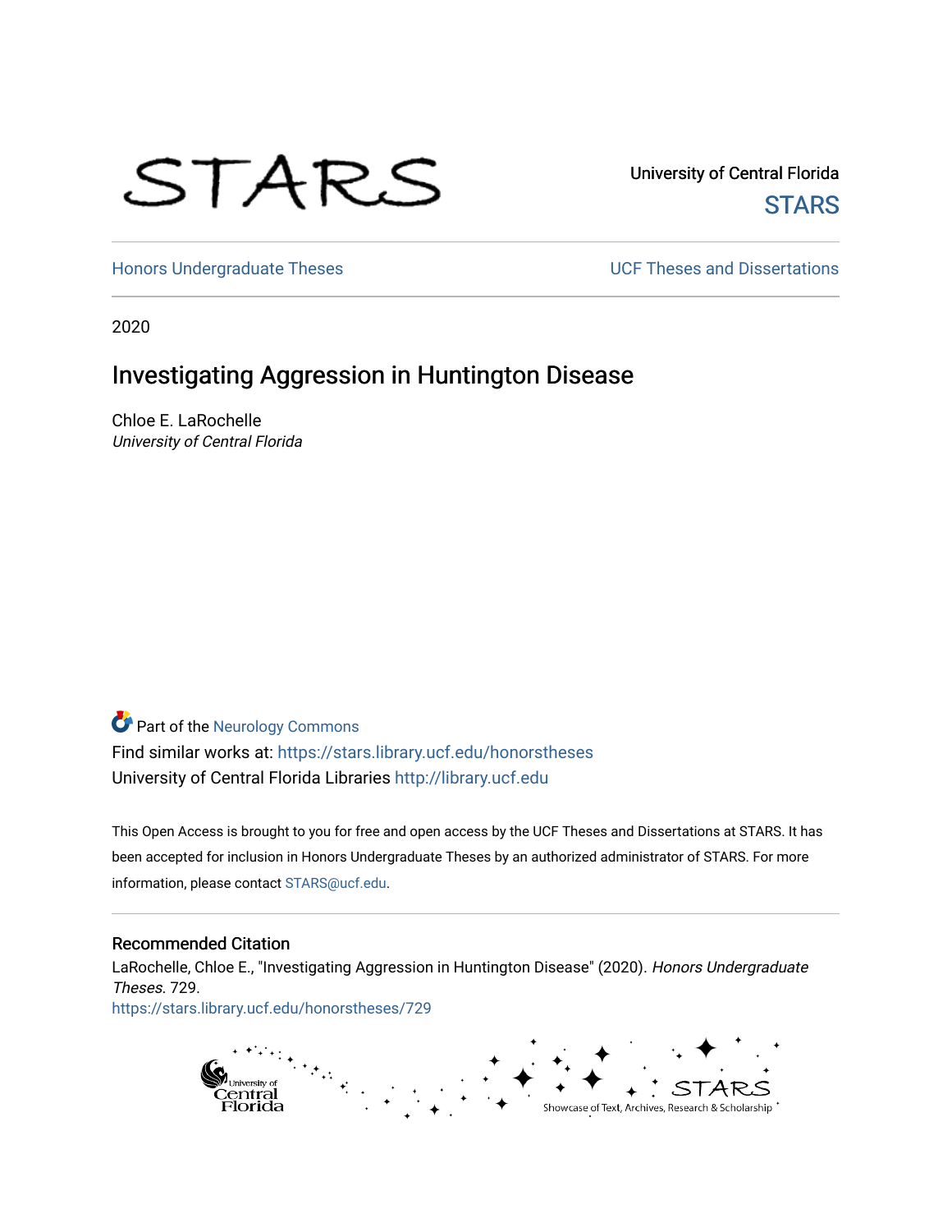STARS

University of Central Florida
STARS

Honors Undergraduate Theses

UCF Theses and Dissertations

2020

# Investigating Aggression in Huntington Disease

Chloe E. LaRochelle
*University of Central Florida*

Part of the Neurology Commons

Find similar works at: https://stars.library.ucf.edu/honorstheses

University of Central Florida Libraries http://library.ucf.edu

This Open Access is brought to you for free and open access by the UCF Theses and Dissertations at STARS. It has been accepted for inclusion in Honors Undergraduate Theses by an authorized administrator of STARS. For more information, please contact STARS@ucf.edu.

## Recommended Citation

LaRochelle, Chloe E., "Investigating Aggression in Huntington Disease" (2020). *Honors Undergraduate Theses*. 729.
https://stars.library.ucf.edu/honorstheses/729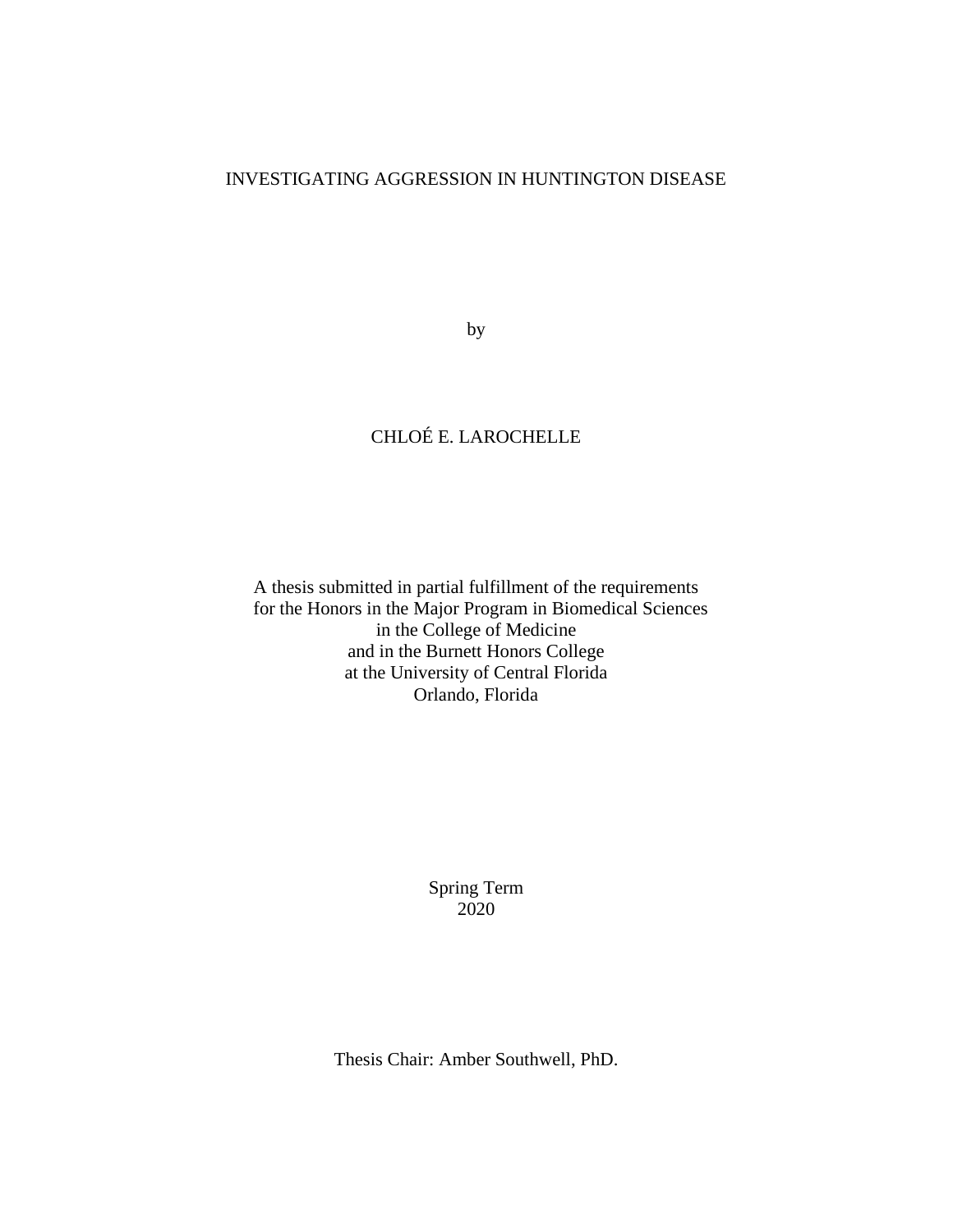# INVESTIGATING AGGRESSION IN HUNTINGTON DISEASE

by

CHLOÉ E. LAROCHELLE

A thesis submitted in partial fulfillment of the requirements
for the Honors in the Major Program in Biomedical Sciences
in the College of Medicine
and in the Burnett Honors College
at the University of Central Florida
Orlando, Florida

Spring Term
2020

Thesis Chair: Amber Southwell, PhD.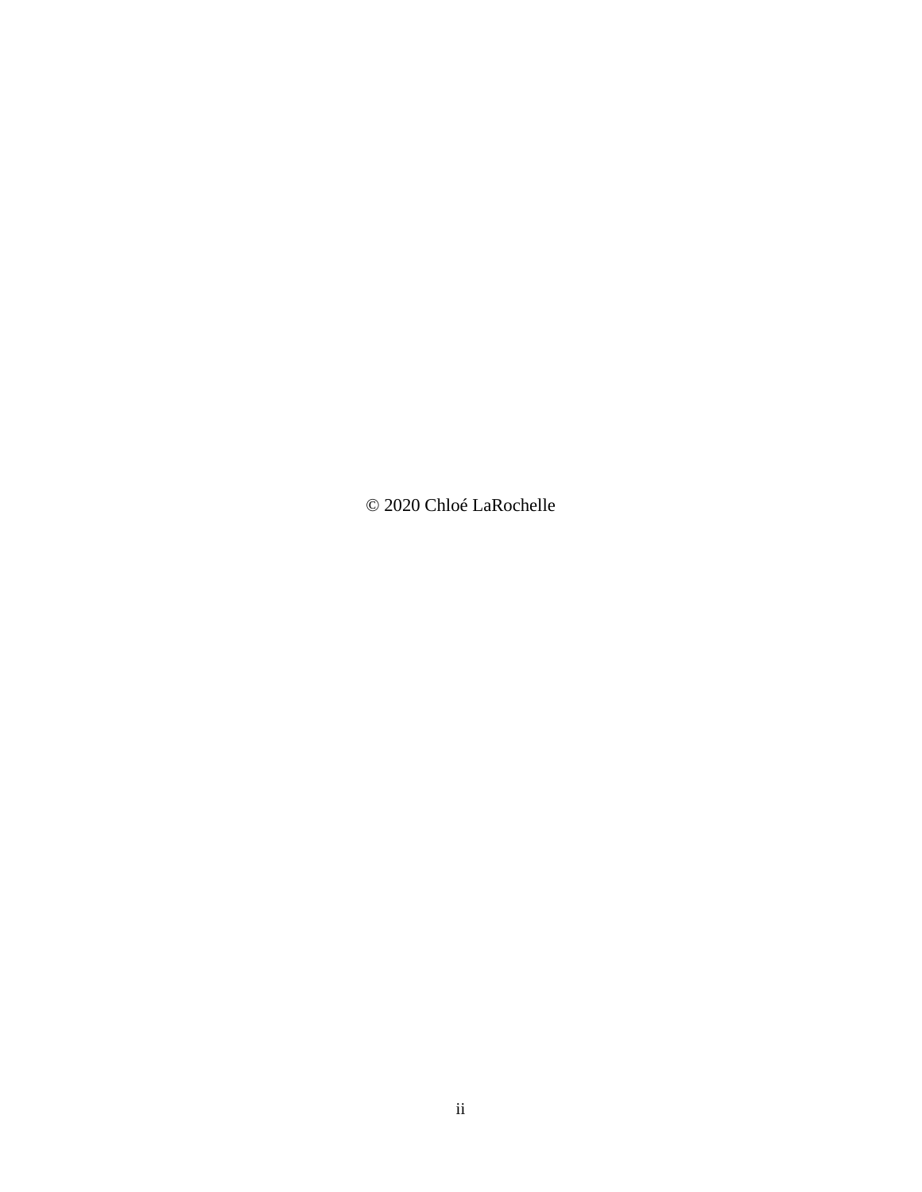© 2020 Chloé LaRochelle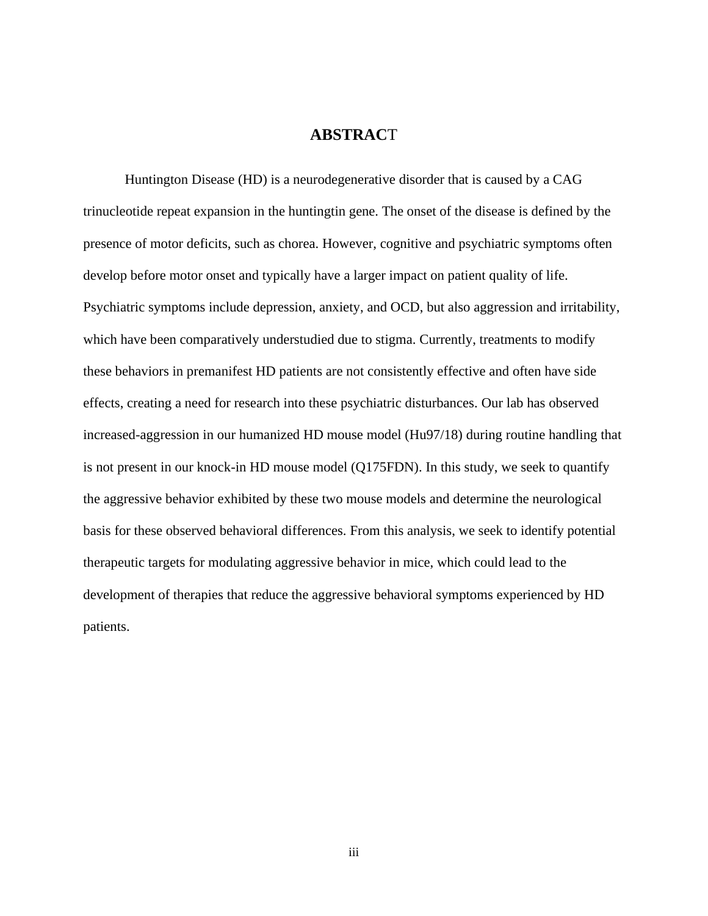# ABSTRACT

Huntington Disease (HD) is a neurodegenerative disorder that is caused by a CAG trinucleotide repeat expansion in the huntingtin gene. The onset of the disease is defined by the presence of motor deficits, such as chorea. However, cognitive and psychiatric symptoms often develop before motor onset and typically have a larger impact on patient quality of life. Psychiatric symptoms include depression, anxiety, and OCD, but also aggression and irritability, which have been comparatively understudied due to stigma. Currently, treatments to modify these behaviors in premanifest HD patients are not consistently effective and often have side effects, creating a need for research into these psychiatric disturbances. Our lab has observed increased-aggression in our humanized HD mouse model (Hu97/18) during routine handling that is not present in our knock-in HD mouse model (Q175FDN). In this study, we seek to quantify the aggressive behavior exhibited by these two mouse models and determine the neurological basis for these observed behavioral differences. From this analysis, we seek to identify potential therapeutic targets for modulating aggressive behavior in mice, which could lead to the development of therapies that reduce the aggressive behavioral symptoms experienced by HD patients.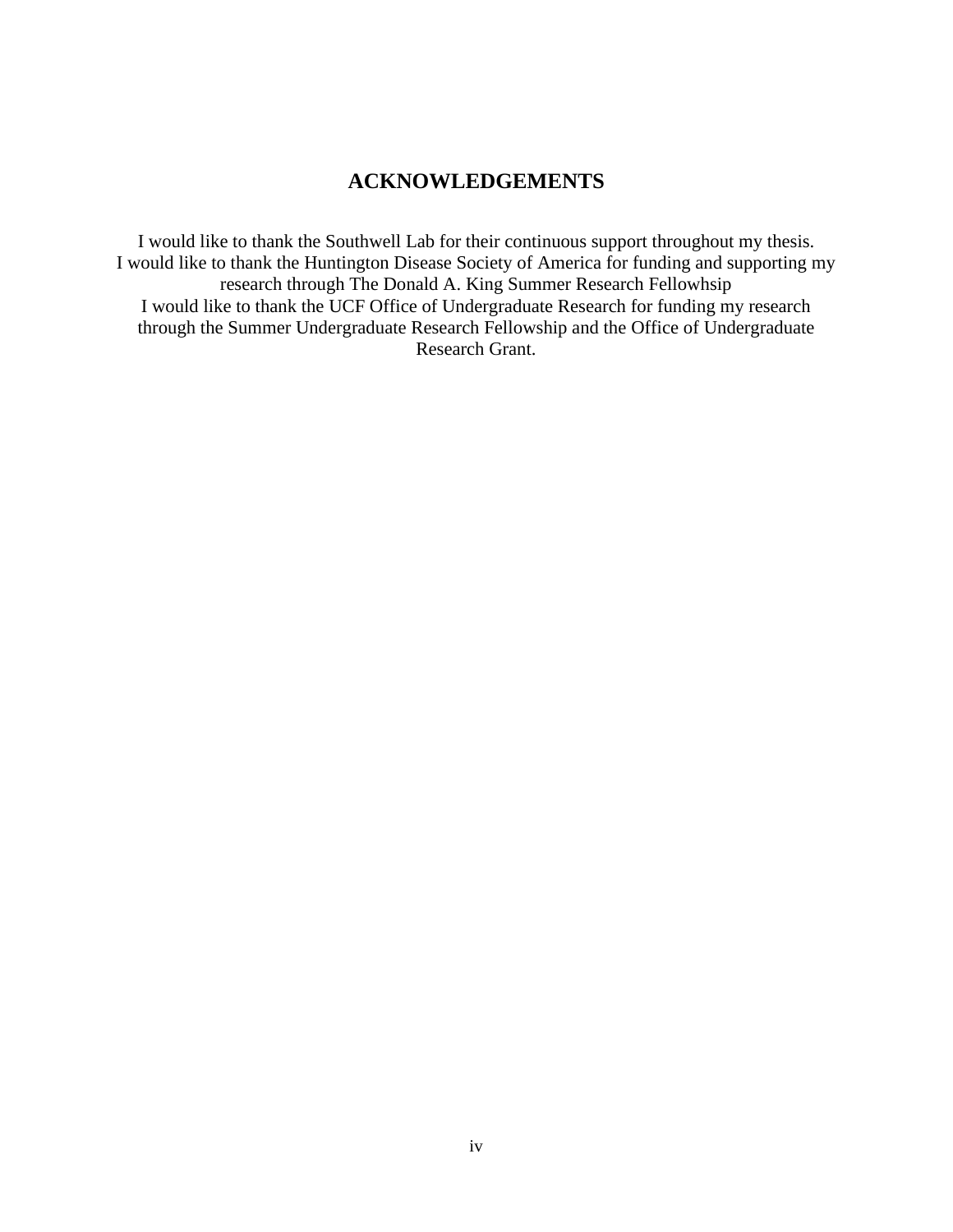# ACKNOWLEDGEMENTS

I would like to thank the Southwell Lab for their continuous support throughout my thesis.
I would like to thank the Huntington Disease Society of America for funding and supporting my research through The Donald A. King Summer Research Fellowhsip
I would like to thank the UCF Office of Undergraduate Research for funding my research through the Summer Undergraduate Research Fellowship and the Office of Undergraduate Research Grant.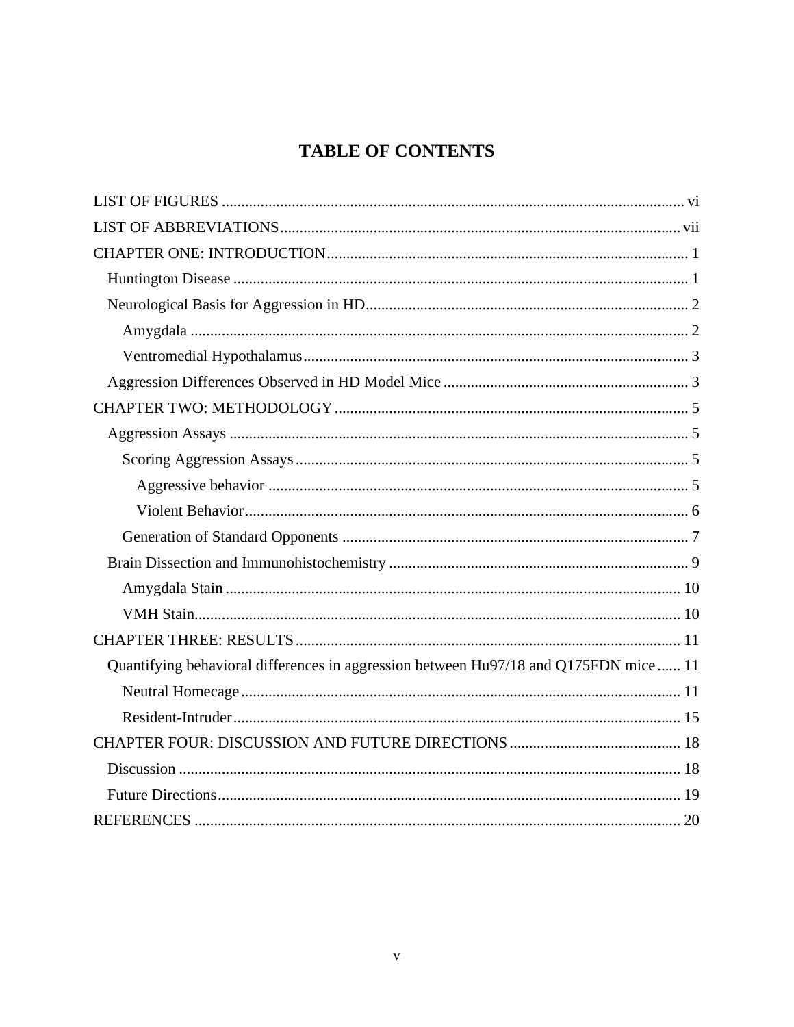# TABLE OF CONTENTS

LIST OF FIGURES ........................................................................................................ vi

LIST OF ABBREVIATIONS........................................................................................ vii

CHAPTER ONE: INTRODUCTION ............................................................................ 1

- Huntington Disease ..................................................................................................... 1
- Neurological Basis for Aggression in HD.................................................................... 2
  - Amygdala ................................................................................................................. 2
  - Ventromedial Hypothalamus.................................................................................... 3
- Aggression Differences Observed in HD Model Mice ................................................. 3

CHAPTER TWO: METHODOLOGY ........................................................................... 5

- Aggression Assays ....................................................................................................... 5
  - Scoring Aggression Assays ...................................................................................... 5
    - Aggressive behavior ............................................................................................ 5
    - Violent Behavior.................................................................................................. 6
  - Generation of Standard Opponents .......................................................................... 7
- Brain Dissection and Immunohistochemistry .............................................................. 9
  - Amygdala Stain ...................................................................................................... 10
  - VMH Stain.............................................................................................................. 10

CHAPTER THREE: RESULTS .................................................................................. 11

- Quantifying behavioral differences in aggression between Hu97/18 and Q175FDN mice ...... 11
  - Neutral Homecage .................................................................................................. 11
  - Resident-Intruder .................................................................................................... 15

CHAPTER FOUR: DISCUSSION AND FUTURE DIRECTIONS ............................ 18

- Discussion ................................................................................................................. 18
- Future Directions....................................................................................................... 19

REFERENCES ............................................................................................................. 20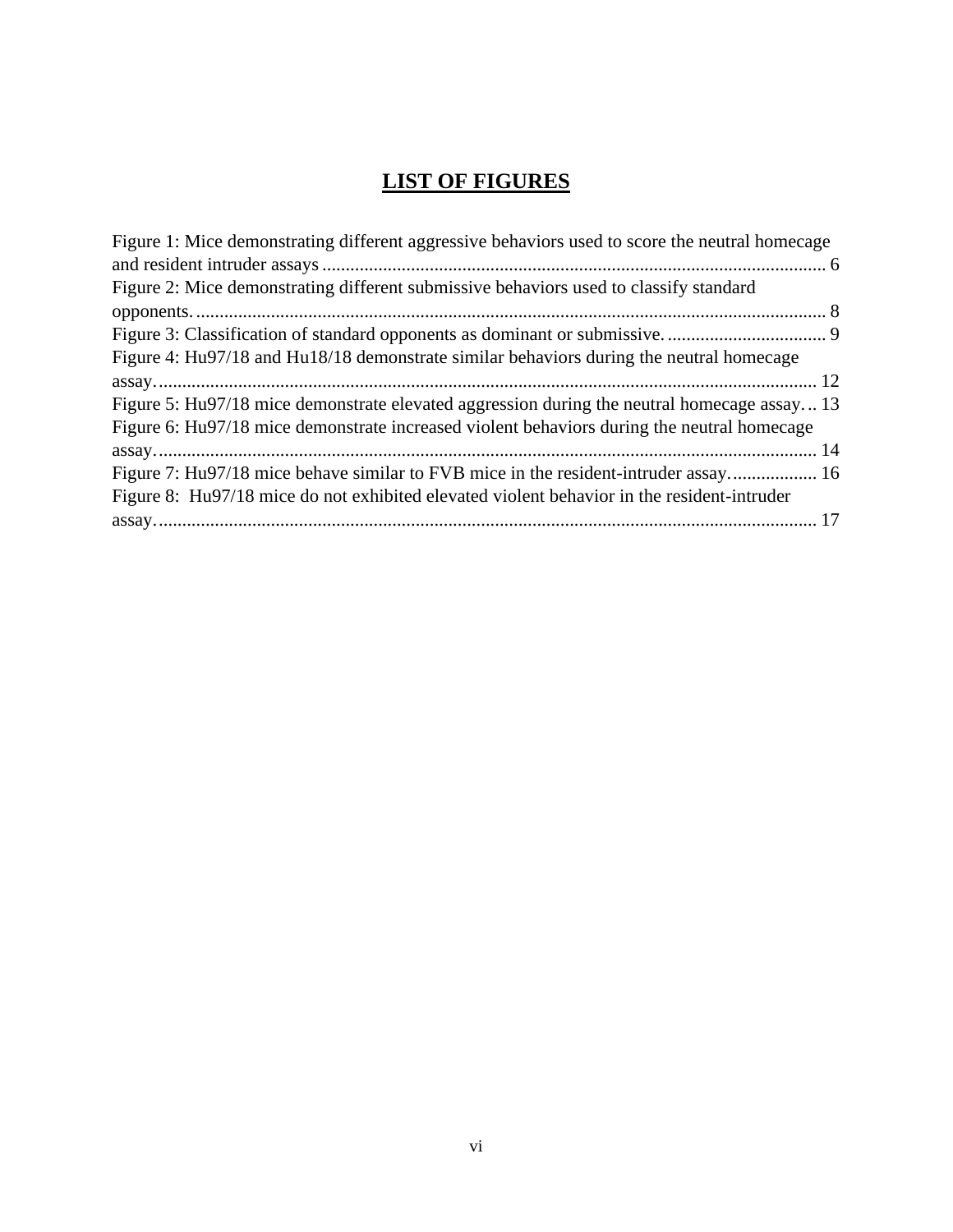# LIST OF FIGURES

Figure 1: Mice demonstrating different aggressive behaviors used to score the neutral homecage and resident intruder assays ........................................................................................................... 6

Figure 2: Mice demonstrating different submissive behaviors used to classify standard opponents. ...................................................................................................................................... 8

Figure 3: Classification of standard opponents as dominant or submissive. .................................. 9

Figure 4: Hu97/18 and Hu18/18 demonstrate similar behaviors during the neutral homecage assay. ............................................................................................................................................. 12

Figure 5: Hu97/18 mice demonstrate elevated aggression during the neutral homecage assay. .. 13

Figure 6: Hu97/18 mice demonstrate increased violent behaviors during the neutral homecage assay. ............................................................................................................................................. 14

Figure 7: Hu97/18 mice behave similar to FVB mice in the resident-intruder assay. .................. 16

Figure 8: Hu97/18 mice do not exhibited elevated violent behavior in the resident-intruder assay. ............................................................................................................................................. 17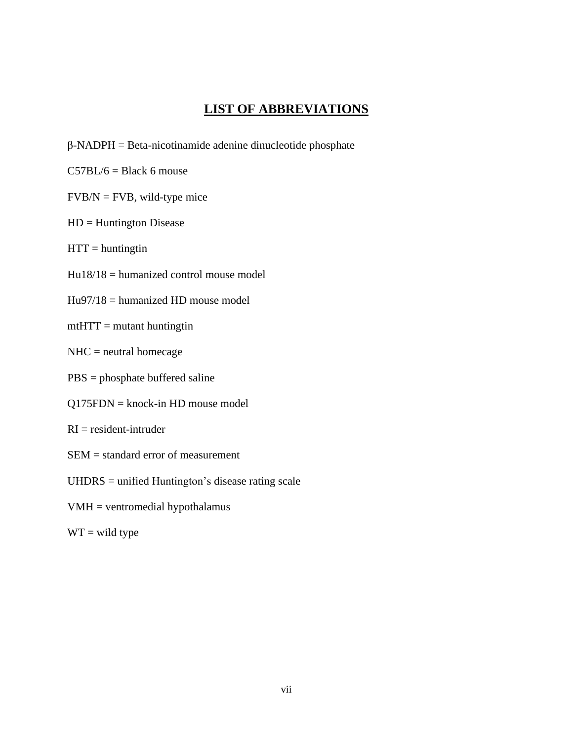# LIST OF ABBREVIATIONS

β-NADPH = Beta-nicotinamide adenine dinucleotide phosphate

C57BL/6 = Black 6 mouse

FVB/N = FVB, wild-type mice

HD = Huntington Disease

HTT = huntingtin

Hu18/18 = humanized control mouse model

Hu97/18 = humanized HD mouse model

mtHTT = mutant huntingtin

NHC = neutral homecage

PBS = phosphate buffered saline

Q175FDN = knock-in HD mouse model

RI = resident-intruder

SEM = standard error of measurement

UHDRS = unified Huntington's disease rating scale

VMH = ventromedial hypothalamus

WT = wild type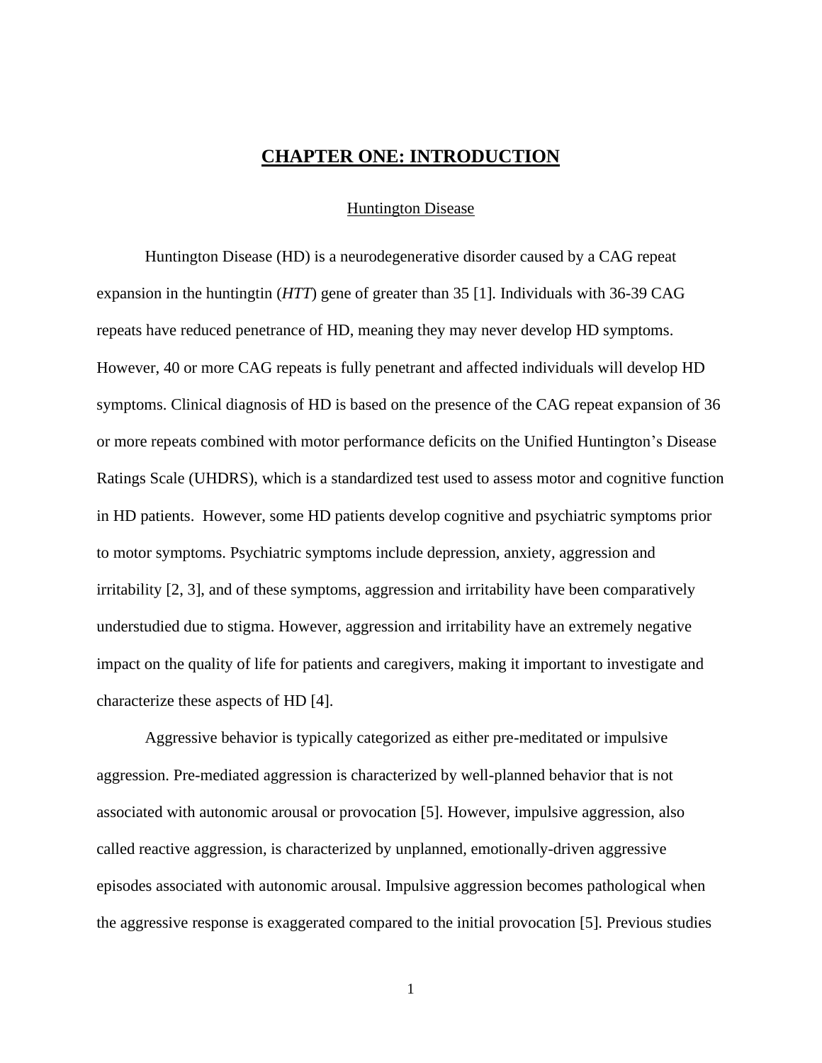# CHAPTER ONE: INTRODUCTION

## Huntington Disease

Huntington Disease (HD) is a neurodegenerative disorder caused by a CAG repeat expansion in the huntingtin (*HTT*) gene of greater than 35 [1]. Individuals with 36-39 CAG repeats have reduced penetrance of HD, meaning they may never develop HD symptoms. However, 40 or more CAG repeats is fully penetrant and affected individuals will develop HD symptoms. Clinical diagnosis of HD is based on the presence of the CAG repeat expansion of 36 or more repeats combined with motor performance deficits on the Unified Huntington's Disease Ratings Scale (UHDRS), which is a standardized test used to assess motor and cognitive function in HD patients. However, some HD patients develop cognitive and psychiatric symptoms prior to motor symptoms. Psychiatric symptoms include depression, anxiety, aggression and irritability [2, 3], and of these symptoms, aggression and irritability have been comparatively understudied due to stigma. However, aggression and irritability have an extremely negative impact on the quality of life for patients and caregivers, making it important to investigate and characterize these aspects of HD [4].

Aggressive behavior is typically categorized as either pre-meditated or impulsive aggression. Pre-mediated aggression is characterized by well-planned behavior that is not associated with autonomic arousal or provocation [5]. However, impulsive aggression, also called reactive aggression, is characterized by unplanned, emotionally-driven aggressive episodes associated with autonomic arousal. Impulsive aggression becomes pathological when the aggressive response is exaggerated compared to the initial provocation [5]. Previous studies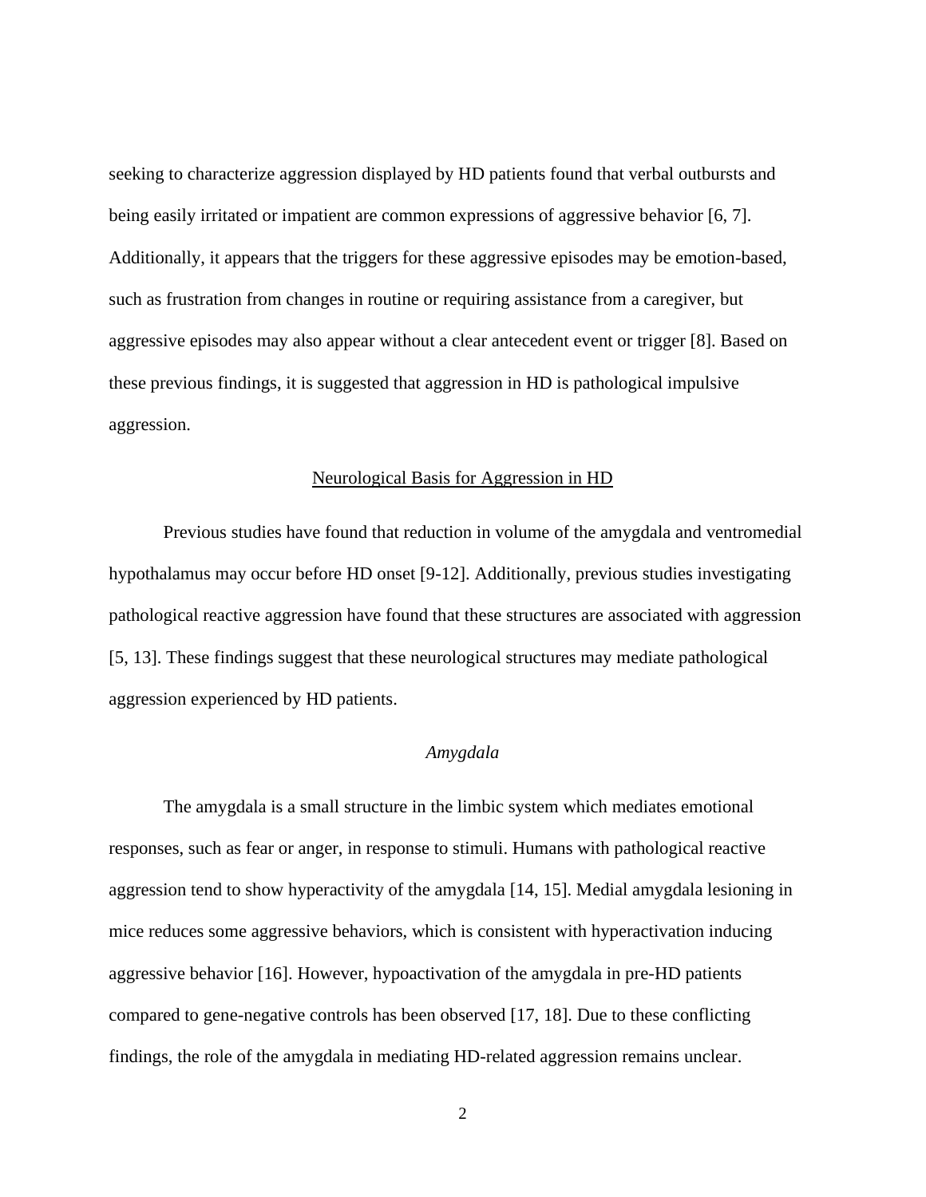seeking to characterize aggression displayed by HD patients found that verbal outbursts and being easily irritated or impatient are common expressions of aggressive behavior [6, 7]. Additionally, it appears that the triggers for these aggressive episodes may be emotion-based, such as frustration from changes in routine or requiring assistance from a caregiver, but aggressive episodes may also appear without a clear antecedent event or trigger [8]. Based on these previous findings, it is suggested that aggression in HD is pathological impulsive aggression.

## Neurological Basis for Aggression in HD

Previous studies have found that reduction in volume of the amygdala and ventromedial hypothalamus may occur before HD onset [9-12]. Additionally, previous studies investigating pathological reactive aggression have found that these structures are associated with aggression [5, 13]. These findings suggest that these neurological structures may mediate pathological aggression experienced by HD patients.

### *Amygdala*

The amygdala is a small structure in the limbic system which mediates emotional responses, such as fear or anger, in response to stimuli. Humans with pathological reactive aggression tend to show hyperactivity of the amygdala [14, 15]. Medial amygdala lesioning in mice reduces some aggressive behaviors, which is consistent with hyperactivation inducing aggressive behavior [16]. However, hypoactivation of the amygdala in pre-HD patients compared to gene-negative controls has been observed [17, 18]. Due to these conflicting findings, the role of the amygdala in mediating HD-related aggression remains unclear.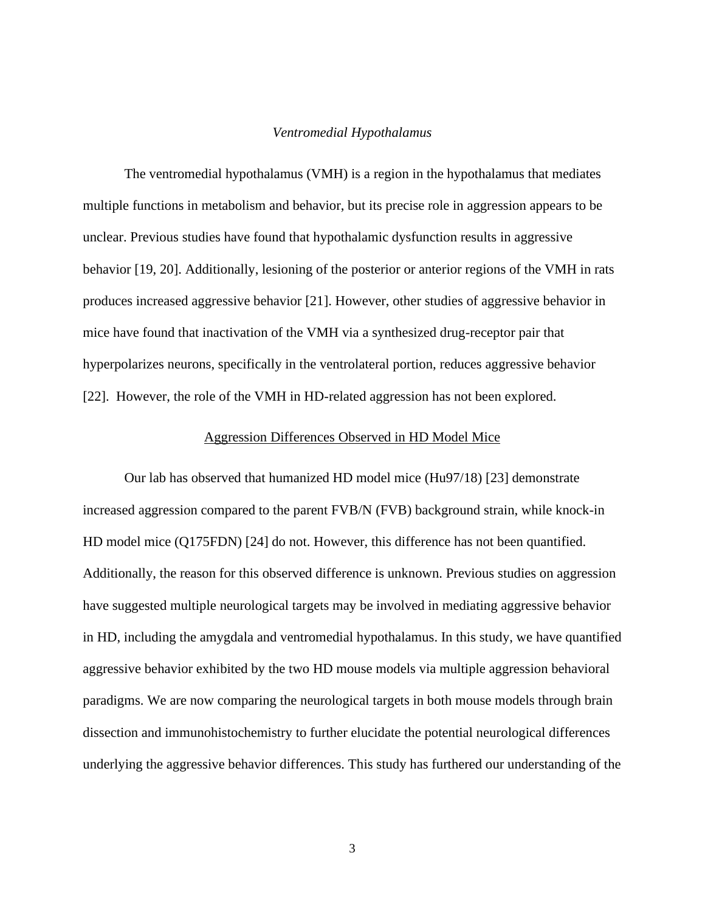### *Ventromedial Hypothalamus*

The ventromedial hypothalamus (VMH) is a region in the hypothalamus that mediates multiple functions in metabolism and behavior, but its precise role in aggression appears to be unclear. Previous studies have found that hypothalamic dysfunction results in aggressive behavior [19, 20]. Additionally, lesioning of the posterior or anterior regions of the VMH in rats produces increased aggressive behavior [21]. However, other studies of aggressive behavior in mice have found that inactivation of the VMH via a synthesized drug-receptor pair that hyperpolarizes neurons, specifically in the ventrolateral portion, reduces aggressive behavior [22]. However, the role of the VMH in HD-related aggression has not been explored.

## Aggression Differences Observed in HD Model Mice

Our lab has observed that humanized HD model mice (Hu97/18) [23] demonstrate increased aggression compared to the parent FVB/N (FVB) background strain, while knock-in HD model mice (Q175FDN) [24] do not. However, this difference has not been quantified. Additionally, the reason for this observed difference is unknown. Previous studies on aggression have suggested multiple neurological targets may be involved in mediating aggressive behavior in HD, including the amygdala and ventromedial hypothalamus. In this study, we have quantified aggressive behavior exhibited by the two HD mouse models via multiple aggression behavioral paradigms. We are now comparing the neurological targets in both mouse models through brain dissection and immunohistochemistry to further elucidate the potential neurological differences underlying the aggressive behavior differences. This study has furthered our understanding of the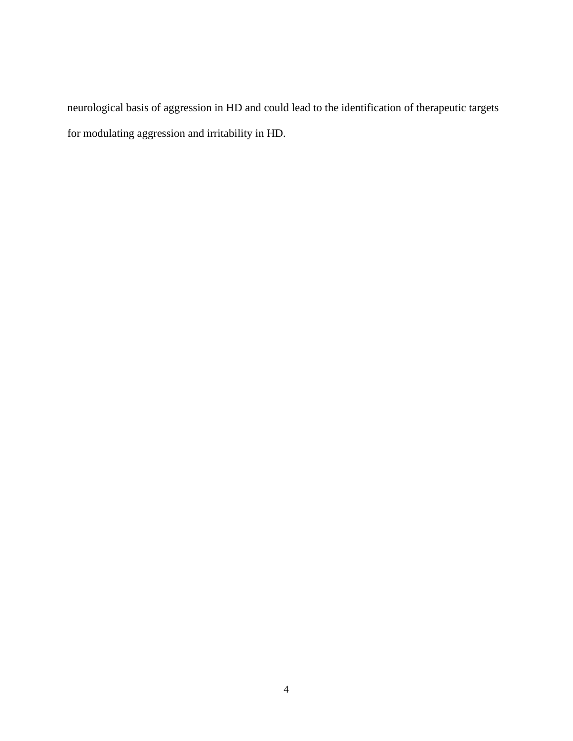neurological basis of aggression in HD and could lead to the identification of therapeutic targets for modulating aggression and irritability in HD.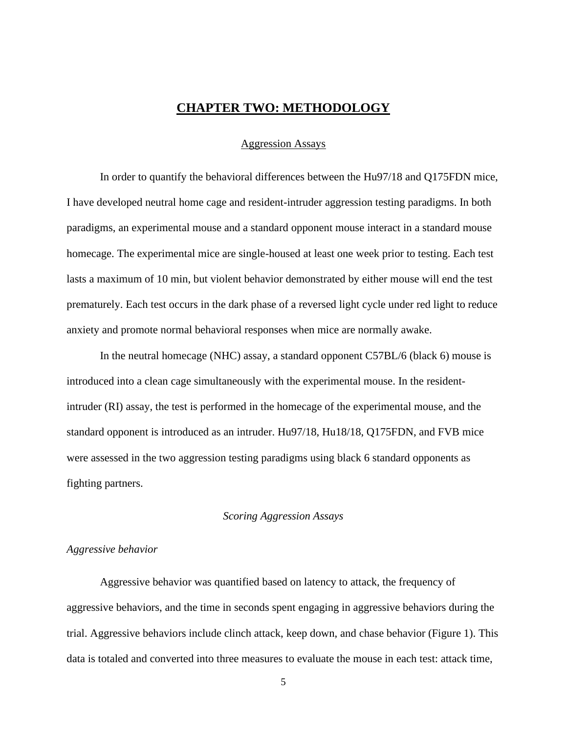# CHAPTER TWO: METHODOLOGY

## Aggression Assays

In order to quantify the behavioral differences between the Hu97/18 and Q175FDN mice, I have developed neutral home cage and resident-intruder aggression testing paradigms. In both paradigms, an experimental mouse and a standard opponent mouse interact in a standard mouse homecage. The experimental mice are single-housed at least one week prior to testing. Each test lasts a maximum of 10 min, but violent behavior demonstrated by either mouse will end the test prematurely. Each test occurs in the dark phase of a reversed light cycle under red light to reduce anxiety and promote normal behavioral responses when mice are normally awake.

In the neutral homecage (NHC) assay, a standard opponent C57BL/6 (black 6) mouse is introduced into a clean cage simultaneously with the experimental mouse. In the resident-intruder (RI) assay, the test is performed in the homecage of the experimental mouse, and the standard opponent is introduced as an intruder. Hu97/18, Hu18/18, Q175FDN, and FVB mice were assessed in the two aggression testing paradigms using black 6 standard opponents as fighting partners.

### *Scoring Aggression Assays*

#### *Aggressive behavior*

Aggressive behavior was quantified based on latency to attack, the frequency of aggressive behaviors, and the time in seconds spent engaging in aggressive behaviors during the trial. Aggressive behaviors include clinch attack, keep down, and chase behavior (Figure 1). This data is totaled and converted into three measures to evaluate the mouse in each test: attack time,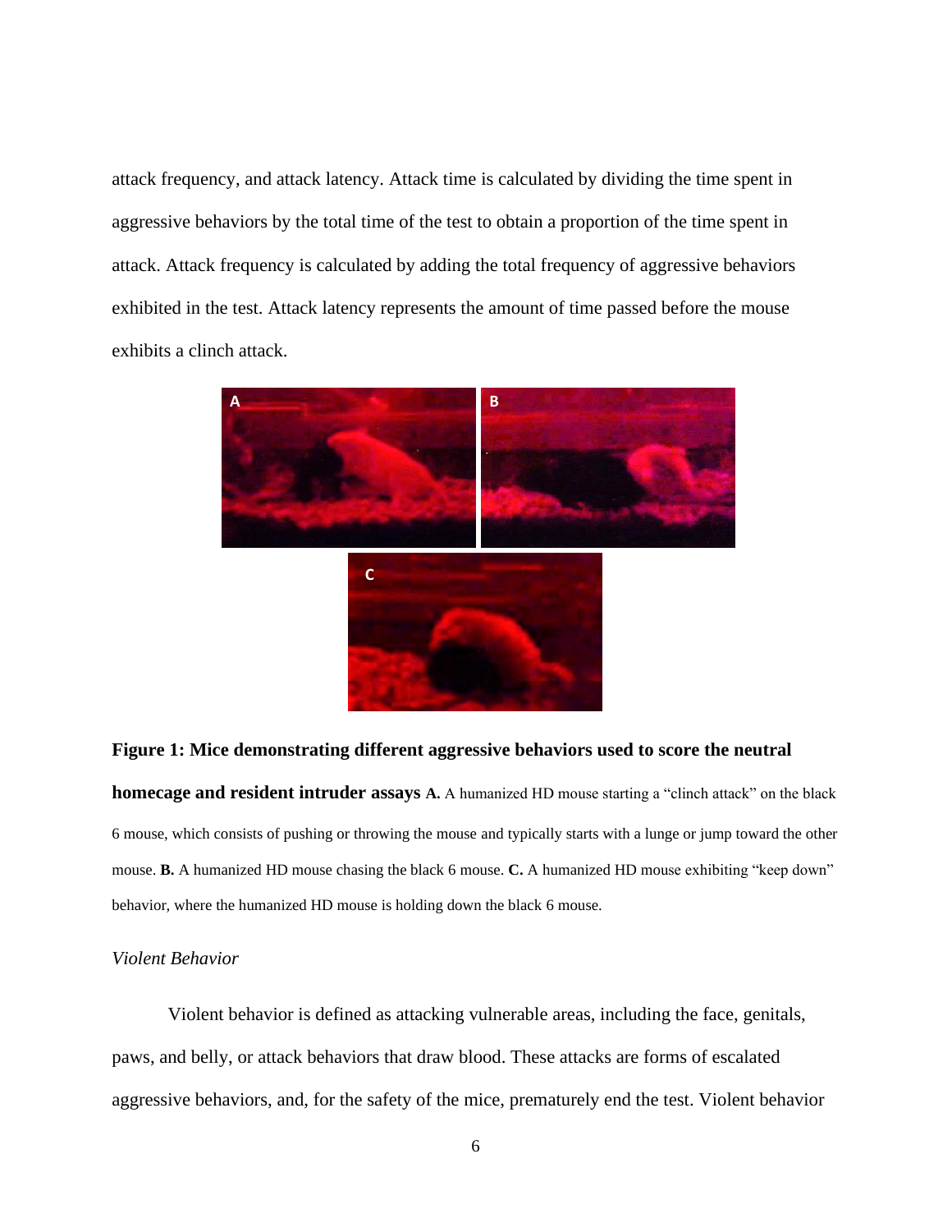attack frequency, and attack latency. Attack time is calculated by dividing the time spent in aggressive behaviors by the total time of the test to obtain a proportion of the time spent in attack. Attack frequency is calculated by adding the total frequency of aggressive behaviors exhibited in the test. Attack latency represents the amount of time passed before the mouse exhibits a clinch attack.

**Figure 1: Mice demonstrating different aggressive behaviors used to score the neutral homecage and resident intruder assays** **A.** A humanized HD mouse starting a "clinch attack" on the black 6 mouse, which consists of pushing or throwing the mouse and typically starts with a lunge or jump toward the other mouse. **B.** A humanized HD mouse chasing the black 6 mouse. **C.** A humanized HD mouse exhibiting "keep down" behavior, where the humanized HD mouse is holding down the black 6 mouse.

*Violent Behavior*

Violent behavior is defined as attacking vulnerable areas, including the face, genitals, paws, and belly, or attack behaviors that draw blood. These attacks are forms of escalated aggressive behaviors, and, for the safety of the mice, prematurely end the test. Violent behavior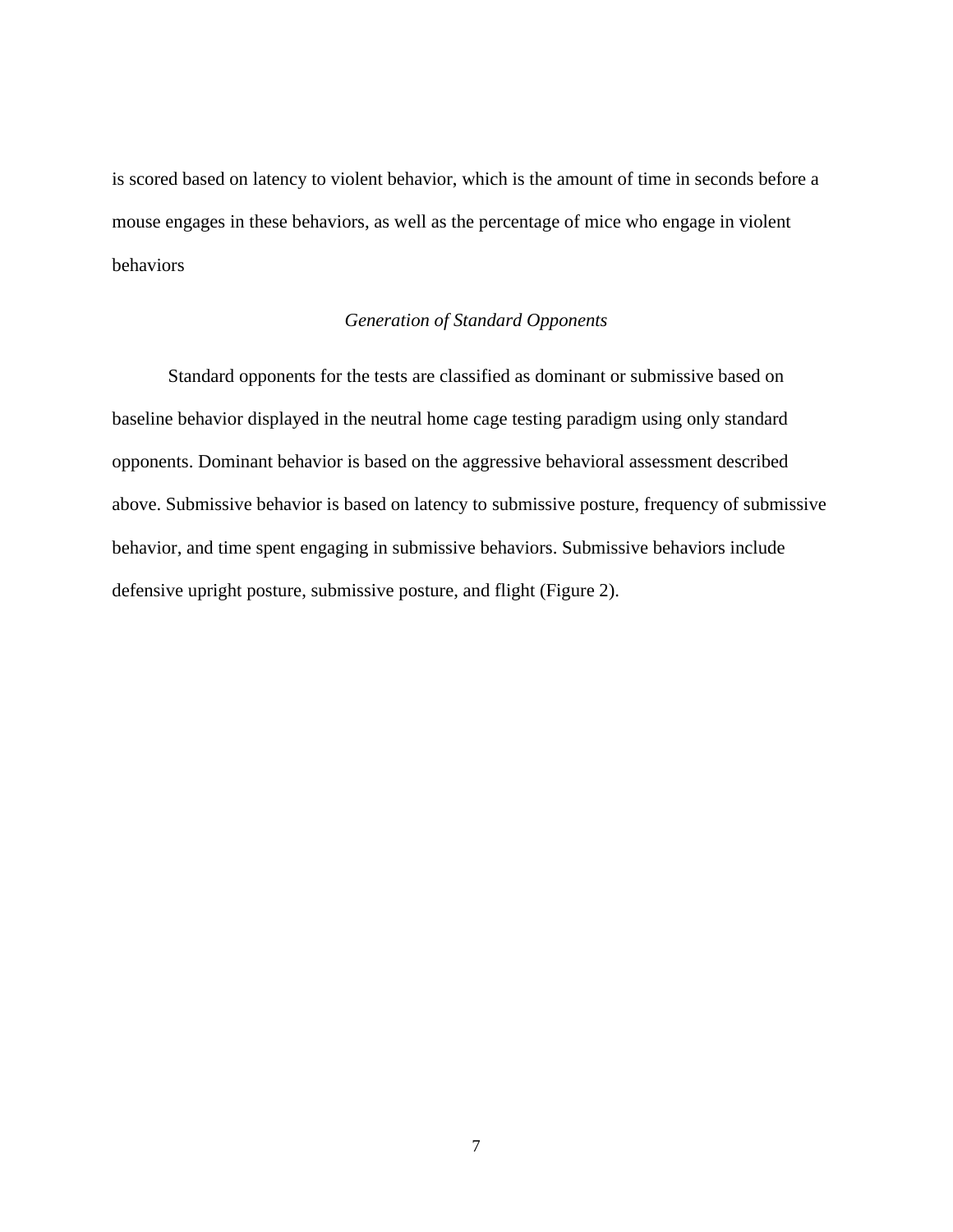is scored based on latency to violent behavior, which is the amount of time in seconds before a mouse engages in these behaviors, as well as the percentage of mice who engage in violent behaviors

### *Generation of Standard Opponents*

Standard opponents for the tests are classified as dominant or submissive based on baseline behavior displayed in the neutral home cage testing paradigm using only standard opponents. Dominant behavior is based on the aggressive behavioral assessment described above. Submissive behavior is based on latency to submissive posture, frequency of submissive behavior, and time spent engaging in submissive behaviors. Submissive behaviors include defensive upright posture, submissive posture, and flight (Figure 2).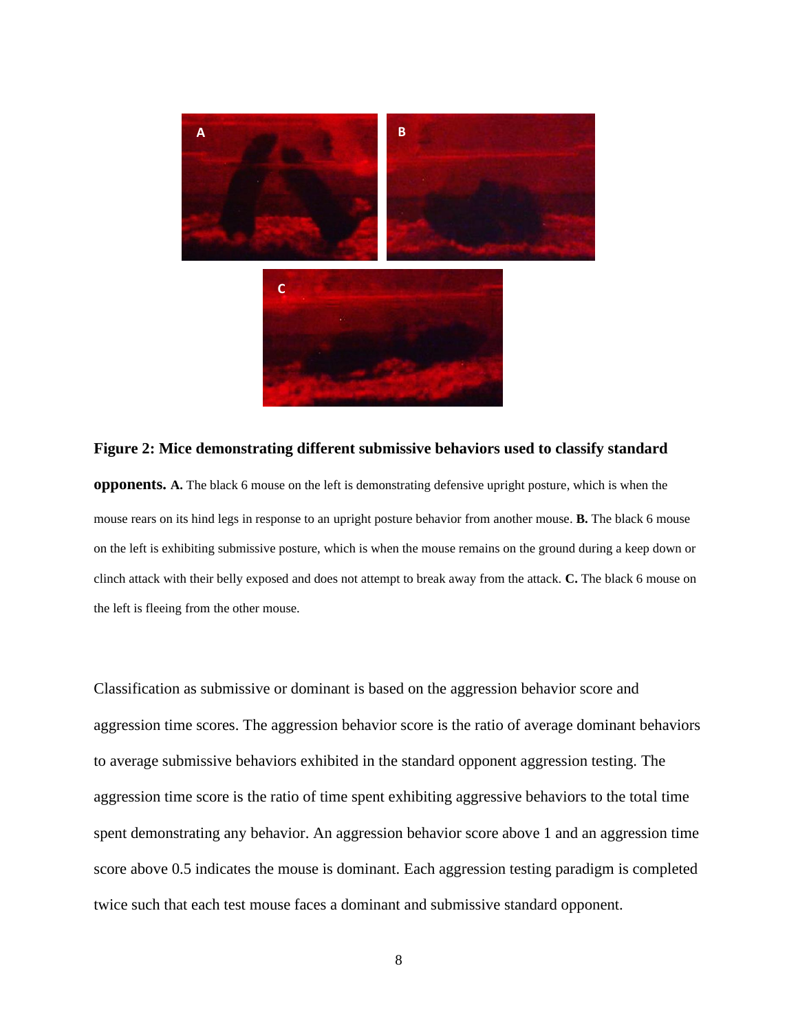**Figure 2: Mice demonstrating different submissive behaviors used to classify standard opponents. A.** The black 6 mouse on the left is demonstrating defensive upright posture, which is when the mouse rears on its hind legs in response to an upright posture behavior from another mouse. **B.** The black 6 mouse on the left is exhibiting submissive posture, which is when the mouse remains on the ground during a keep down or clinch attack with their belly exposed and does not attempt to break away from the attack. **C.** The black 6 mouse on the left is fleeing from the other mouse.

Classification as submissive or dominant is based on the aggression behavior score and aggression time scores. The aggression behavior score is the ratio of average dominant behaviors to average submissive behaviors exhibited in the standard opponent aggression testing. The aggression time score is the ratio of time spent exhibiting aggressive behaviors to the total time spent demonstrating any behavior. An aggression behavior score above 1 and an aggression time score above 0.5 indicates the mouse is dominant. Each aggression testing paradigm is completed twice such that each test mouse faces a dominant and submissive standard opponent.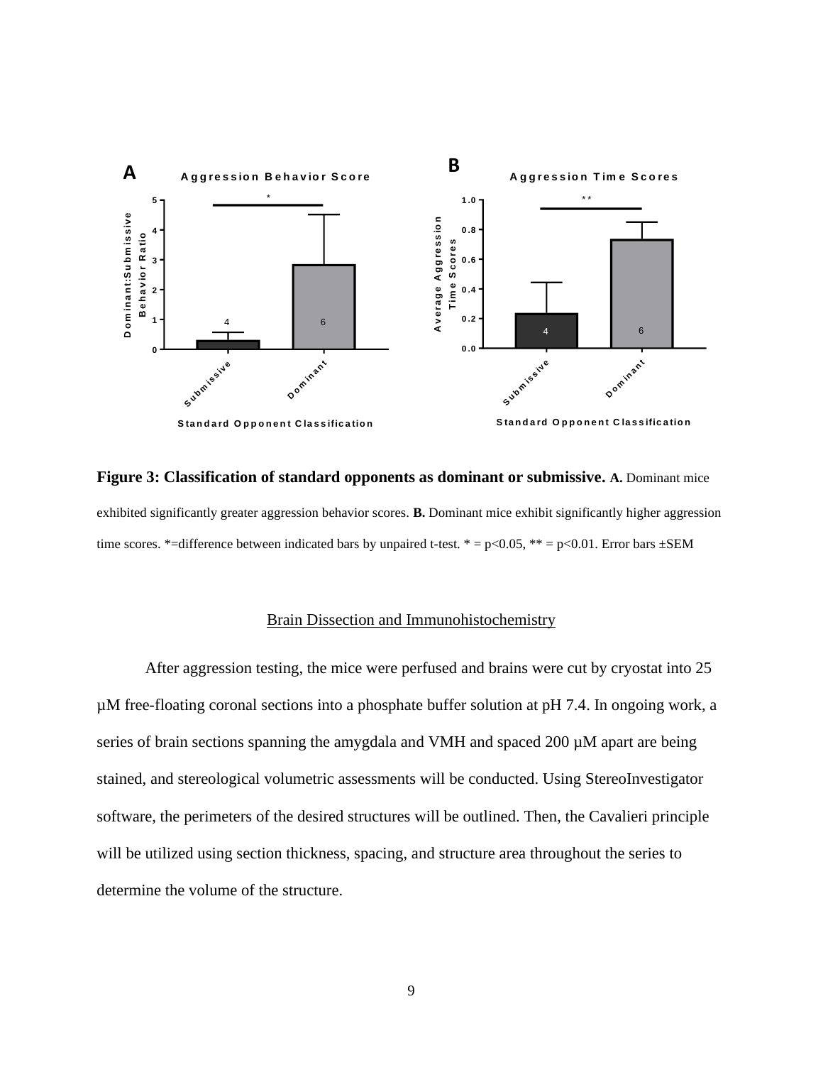**Figure 3: Classification of standard opponents as dominant or submissive.** **A.** Dominant mice exhibited significantly greater aggression behavior scores. **B.** Dominant mice exhibit significantly higher aggression time scores. *=difference between indicated bars by unpaired t-test. * = $p<0.05$, ** = $p<0.01$. Error bars ±SEM

## Brain Dissection and Immunohistochemistry

After aggression testing, the mice were perfused and brains were cut by cryostat into 25 µM free-floating coronal sections into a phosphate buffer solution at pH 7.4. In ongoing work, a series of brain sections spanning the amygdala and VMH and spaced 200 µM apart are being stained, and stereological volumetric assessments will be conducted. Using StereoInvestigator software, the perimeters of the desired structures will be outlined. Then, the Cavalieri principle will be utilized using section thickness, spacing, and structure area throughout the series to determine the volume of the structure.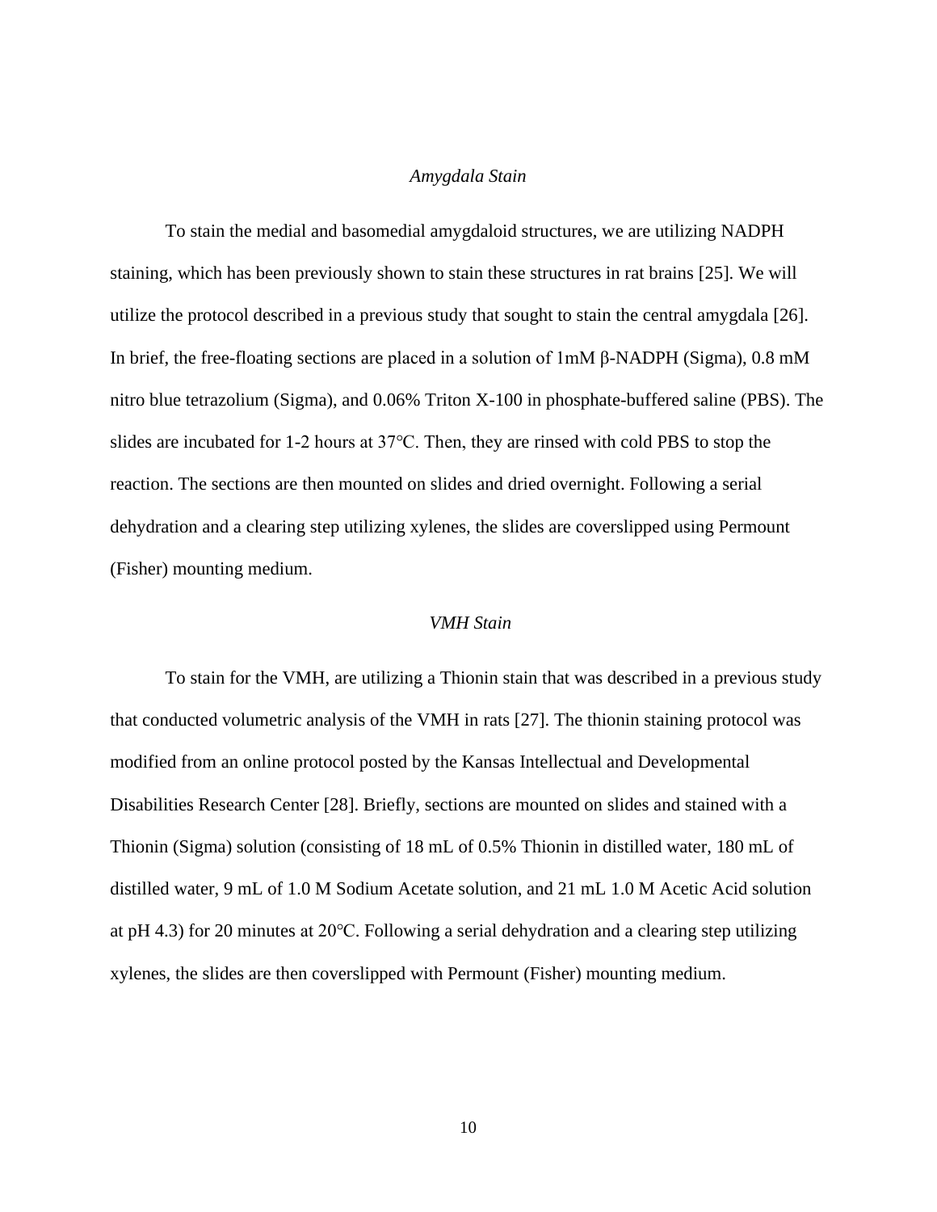### *Amygdala Stain*

To stain the medial and basomedial amygdaloid structures, we are utilizing NADPH staining, which has been previously shown to stain these structures in rat brains [25]. We will utilize the protocol described in a previous study that sought to stain the central amygdala [26]. In brief, the free-floating sections are placed in a solution of 1mM β-NADPH (Sigma), 0.8 mM nitro blue tetrazolium (Sigma), and 0.06% Triton X-100 in phosphate-buffered saline (PBS). The slides are incubated for 1-2 hours at 37°C. Then, they are rinsed with cold PBS to stop the reaction. The sections are then mounted on slides and dried overnight. Following a serial dehydration and a clearing step utilizing xylenes, the slides are coverslipped using Permount (Fisher) mounting medium.

### *VMH Stain*

To stain for the VMH, are utilizing a Thionin stain that was described in a previous study that conducted volumetric analysis of the VMH in rats [27]. The thionin staining protocol was modified from an online protocol posted by the Kansas Intellectual and Developmental Disabilities Research Center [28]. Briefly, sections are mounted on slides and stained with a Thionin (Sigma) solution (consisting of 18 mL of 0.5% Thionin in distilled water, 180 mL of distilled water, 9 mL of 1.0 M Sodium Acetate solution, and 21 mL 1.0 M Acetic Acid solution at pH 4.3) for 20 minutes at 20°C. Following a serial dehydration and a clearing step utilizing xylenes, the slides are then coverslipped with Permount (Fisher) mounting medium.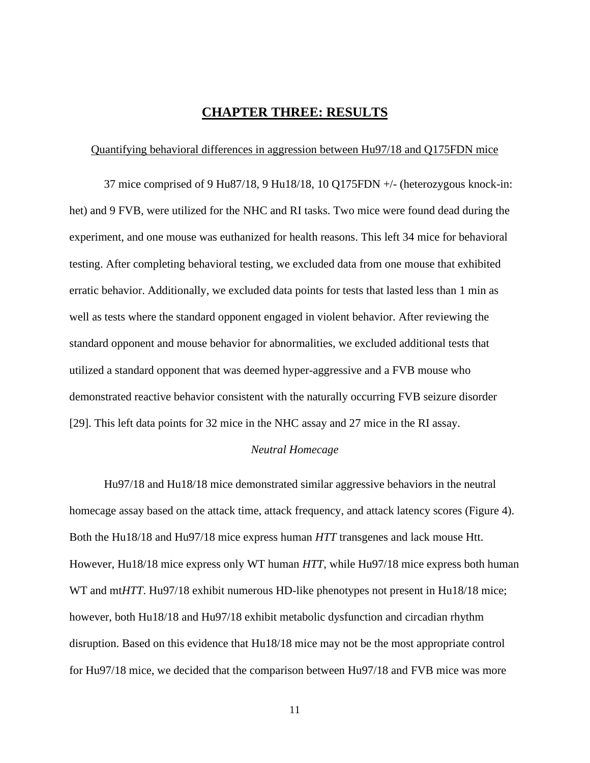# CHAPTER THREE: RESULTS

Quantifying behavioral differences in aggression between Hu97/18 and Q175FDN mice

37 mice comprised of 9 Hu87/18, 9 Hu18/18, 10 Q175FDN +/- (heterozygous knock-in: het) and 9 FVB, were utilized for the NHC and RI tasks. Two mice were found dead during the experiment, and one mouse was euthanized for health reasons. This left 34 mice for behavioral testing. After completing behavioral testing, we excluded data from one mouse that exhibited erratic behavior. Additionally, we excluded data points for tests that lasted less than 1 min as well as tests where the standard opponent engaged in violent behavior. After reviewing the standard opponent and mouse behavior for abnormalities, we excluded additional tests that utilized a standard opponent that was deemed hyper-aggressive and a FVB mouse who demonstrated reactive behavior consistent with the naturally occurring FVB seizure disorder [29]. This left data points for 32 mice in the NHC assay and 27 mice in the RI assay.

*Neutral Homecage*

Hu97/18 and Hu18/18 mice demonstrated similar aggressive behaviors in the neutral homecage assay based on the attack time, attack frequency, and attack latency scores (Figure 4). Both the Hu18/18 and Hu97/18 mice express human *HTT* transgenes and lack mouse Htt. However, Hu18/18 mice express only WT human *HTT*, while Hu97/18 mice express both human WT and mt*HTT*. Hu97/18 exhibit numerous HD-like phenotypes not present in Hu18/18 mice; however, both Hu18/18 and Hu97/18 exhibit metabolic dysfunction and circadian rhythm disruption. Based on this evidence that Hu18/18 mice may not be the most appropriate control for Hu97/18 mice, we decided that the comparison between Hu97/18 and FVB mice was more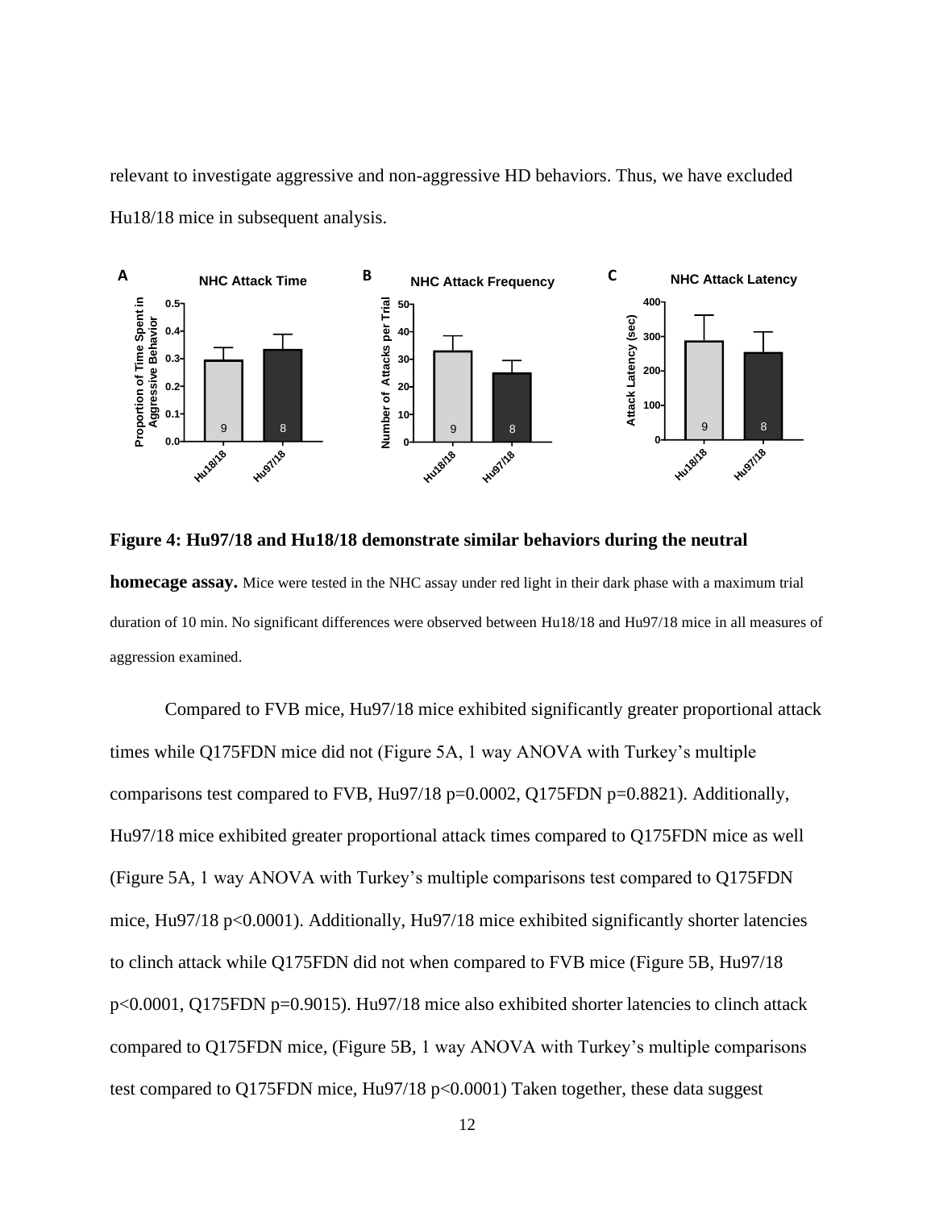relevant to investigate aggressive and non-aggressive HD behaviors. Thus, we have excluded Hu18/18 mice in subsequent analysis.

**Figure 4: Hu97/18 and Hu18/18 demonstrate similar behaviors during the neutral homecage assay.** Mice were tested in the NHC assay under red light in their dark phase with a maximum trial duration of 10 min. No significant differences were observed between Hu18/18 and Hu97/18 mice in all measures of aggression examined.

Compared to FVB mice, Hu97/18 mice exhibited significantly greater proportional attack times while Q175FDN mice did not (Figure 5A, 1 way ANOVA with Turkey's multiple comparisons test compared to FVB, Hu97/18 $p=0.0002$, Q175FDN $p=0.8821$). Additionally, Hu97/18 mice exhibited greater proportional attack times compared to Q175FDN mice as well (Figure 5A, 1 way ANOVA with Turkey's multiple comparisons test compared to Q175FDN mice, Hu97/18 $p<0.0001$). Additionally, Hu97/18 mice exhibited significantly shorter latencies to clinch attack while Q175FDN did not when compared to FVB mice (Figure 5B, Hu97/18 $p<0.0001$, Q175FDN $p=0.9015$). Hu97/18 mice also exhibited shorter latencies to clinch attack compared to Q175FDN mice, (Figure 5B, 1 way ANOVA with Turkey's multiple comparisons test compared to Q175FDN mice, Hu97/18 $p<0.0001$) Taken together, these data suggest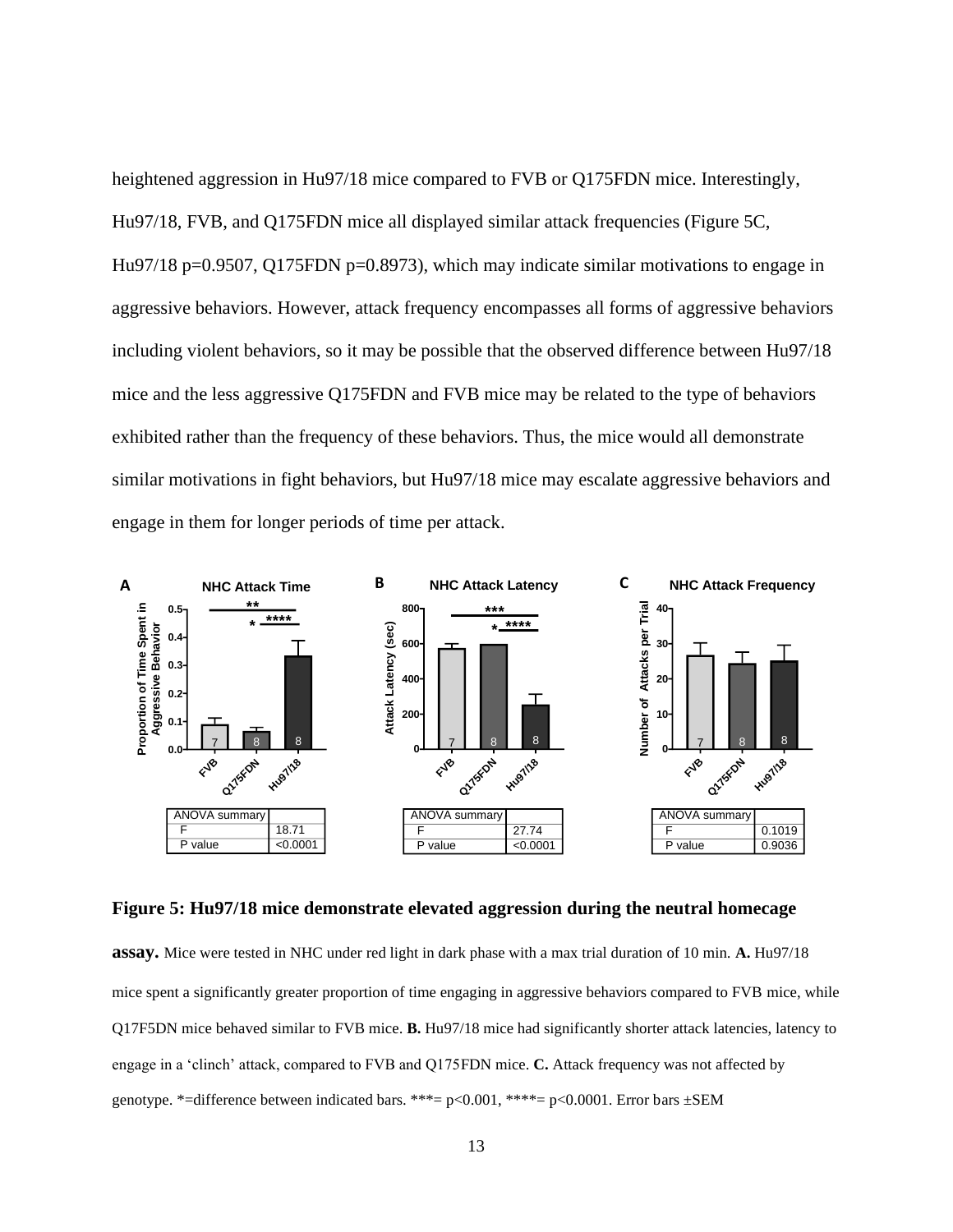heightened aggression in Hu97/18 mice compared to FVB or Q175FDN mice. Interestingly, Hu97/18, FVB, and Q175FDN mice all displayed similar attack frequencies (Figure 5C, Hu97/18 p=0.9507, Q175FDN p=0.8973), which may indicate similar motivations to engage in aggressive behaviors. However, attack frequency encompasses all forms of aggressive behaviors including violent behaviors, so it may be possible that the observed difference between Hu97/18 mice and the less aggressive Q175FDN and FVB mice may be related to the type of behaviors exhibited rather than the frequency of these behaviors. Thus, the mice would all demonstrate similar motivations in fight behaviors, but Hu97/18 mice may escalate aggressive behaviors and engage in them for longer periods of time per attack.

**A** — NHC Attack Time

| ANOVA summary | |
|---|---|
| F | 18.71 |
| P value | <0.0001 |

**B** — NHC Attack Latency

| ANOVA summary | |
|---|---|
| F | 27.74 |
| P value | <0.0001 |

**C** — NHC Attack Frequency

| ANOVA summary | |
|---|---|
| F | 0.1019 |
| P value | 0.9036 |

**Figure 5: Hu97/18 mice demonstrate elevated aggression during the neutral homecage assay.** Mice were tested in NHC under red light in dark phase with a max trial duration of 10 min. **A.** Hu97/18 mice spent a significantly greater proportion of time engaging in aggressive behaviors compared to FVB mice, while Q17F5DN mice behaved similar to FVB mice. **B.** Hu97/18 mice had significantly shorter attack latencies, latency to engage in a 'clinch' attack, compared to FVB and Q175FDN mice. **C.** Attack frequency was not affected by genotype. *=difference between indicated bars. ***= p<0.001, ****= p<0.0001. Error bars ±SEM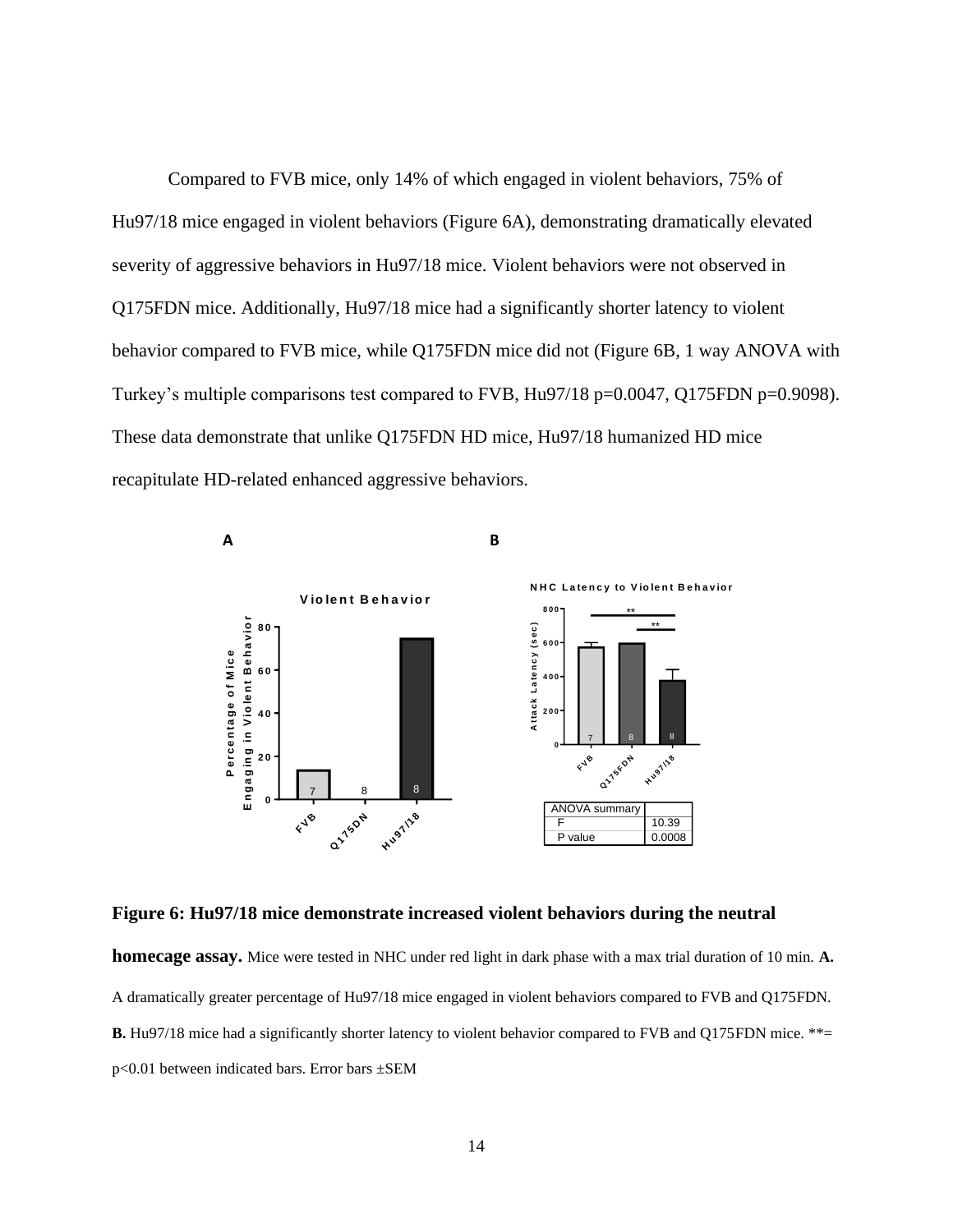Compared to FVB mice, only 14% of which engaged in violent behaviors, 75% of Hu97/18 mice engaged in violent behaviors (Figure 6A), demonstrating dramatically elevated severity of aggressive behaviors in Hu97/18 mice. Violent behaviors were not observed in Q175FDN mice. Additionally, Hu97/18 mice had a significantly shorter latency to violent behavior compared to FVB mice, while Q175FDN mice did not (Figure 6B, 1 way ANOVA with Turkey's multiple comparisons test compared to FVB, Hu97/18 p=0.0047, Q175FDN p=0.9098). These data demonstrate that unlike Q175FDN HD mice, Hu97/18 humanized HD mice recapitulate HD-related enhanced aggressive behaviors.

| ANOVA summary | |
|---|---|
| F | 10.39 |
| P value | 0.0008 |

**Figure 6: Hu97/18 mice demonstrate increased violent behaviors during the neutral homecage assay.** Mice were tested in NHC under red light in dark phase with a max trial duration of 10 min. **A.** A dramatically greater percentage of Hu97/18 mice engaged in violent behaviors compared to FVB and Q175FDN. **B.** Hu97/18 mice had a significantly shorter latency to violent behavior compared to FVB and Q175FDN mice. **= p<0.01 between indicated bars. Error bars ±SEM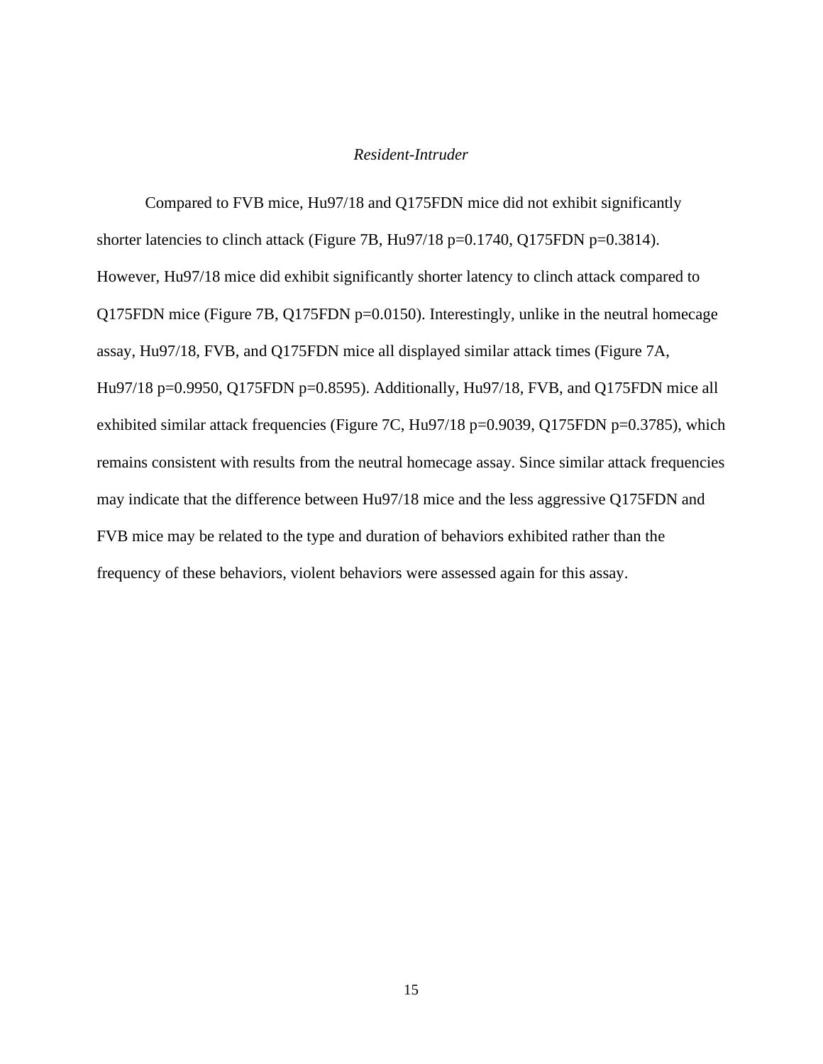### *Resident-Intruder*

Compared to FVB mice, Hu97/18 and Q175FDN mice did not exhibit significantly shorter latencies to clinch attack (Figure 7B, Hu97/18 $p=0.1740$, Q175FDN $p=0.3814$). However, Hu97/18 mice did exhibit significantly shorter latency to clinch attack compared to Q175FDN mice (Figure 7B, Q175FDN $p=0.0150$). Interestingly, unlike in the neutral homecage assay, Hu97/18, FVB, and Q175FDN mice all displayed similar attack times (Figure 7A, Hu97/18 $p=0.9950$, Q175FDN $p=0.8595$). Additionally, Hu97/18, FVB, and Q175FDN mice all exhibited similar attack frequencies (Figure 7C, Hu97/18 $p=0.9039$, Q175FDN $p=0.3785$), which remains consistent with results from the neutral homecage assay. Since similar attack frequencies may indicate that the difference between Hu97/18 mice and the less aggressive Q175FDN and FVB mice may be related to the type and duration of behaviors exhibited rather than the frequency of these behaviors, violent behaviors were assessed again for this assay.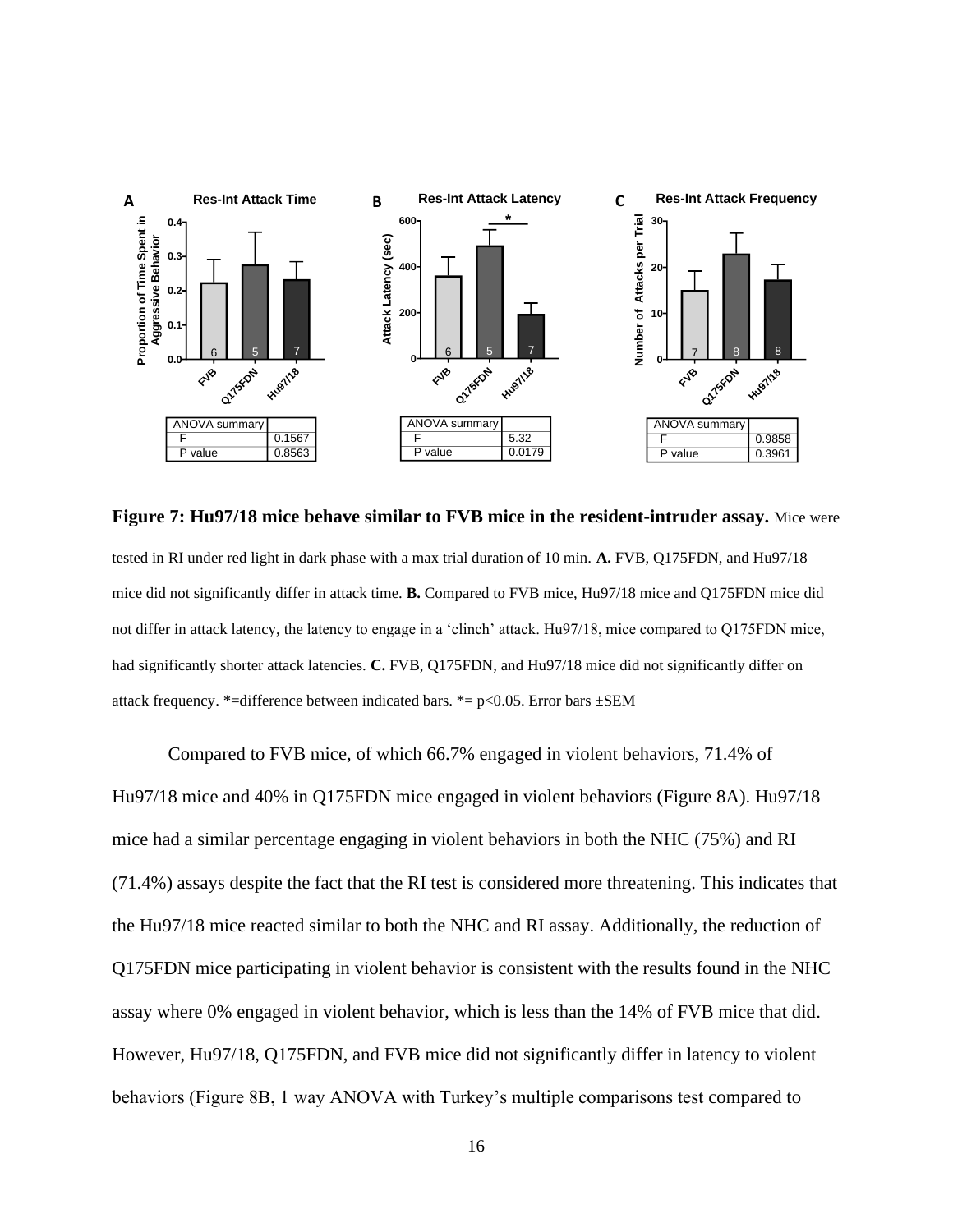**Figure 7: Hu97/18 mice behave similar to FVB mice in the resident-intruder assay.** Mice were tested in RI under red light in dark phase with a max trial duration of 10 min. **A.** FVB, Q175FDN, and Hu97/18 mice did not significantly differ in attack time. **B.** Compared to FVB mice, Hu97/18 mice and Q175FDN mice did not differ in attack latency, the latency to engage in a 'clinch' attack. Hu97/18, mice compared to Q175FDN mice, had significantly shorter attack latencies. **C.** FVB, Q175FDN, and Hu97/18 mice did not significantly differ on attack frequency. *=difference between indicated bars. *= $p<0.05$. Error bars ±SEM

Compared to FVB mice, of which 66.7% engaged in violent behaviors, 71.4% of Hu97/18 mice and 40% in Q175FDN mice engaged in violent behaviors (Figure 8A). Hu97/18 mice had a similar percentage engaging in violent behaviors in both the NHC (75%) and RI (71.4%) assays despite the fact that the RI test is considered more threatening. This indicates that the Hu97/18 mice reacted similar to both the NHC and RI assay. Additionally, the reduction of Q175FDN mice participating in violent behavior is consistent with the results found in the NHC assay where 0% engaged in violent behavior, which is less than the 14% of FVB mice that did. However, Hu97/18, Q175FDN, and FVB mice did not significantly differ in latency to violent behaviors (Figure 8B, 1 way ANOVA with Turkey's multiple comparisons test compared to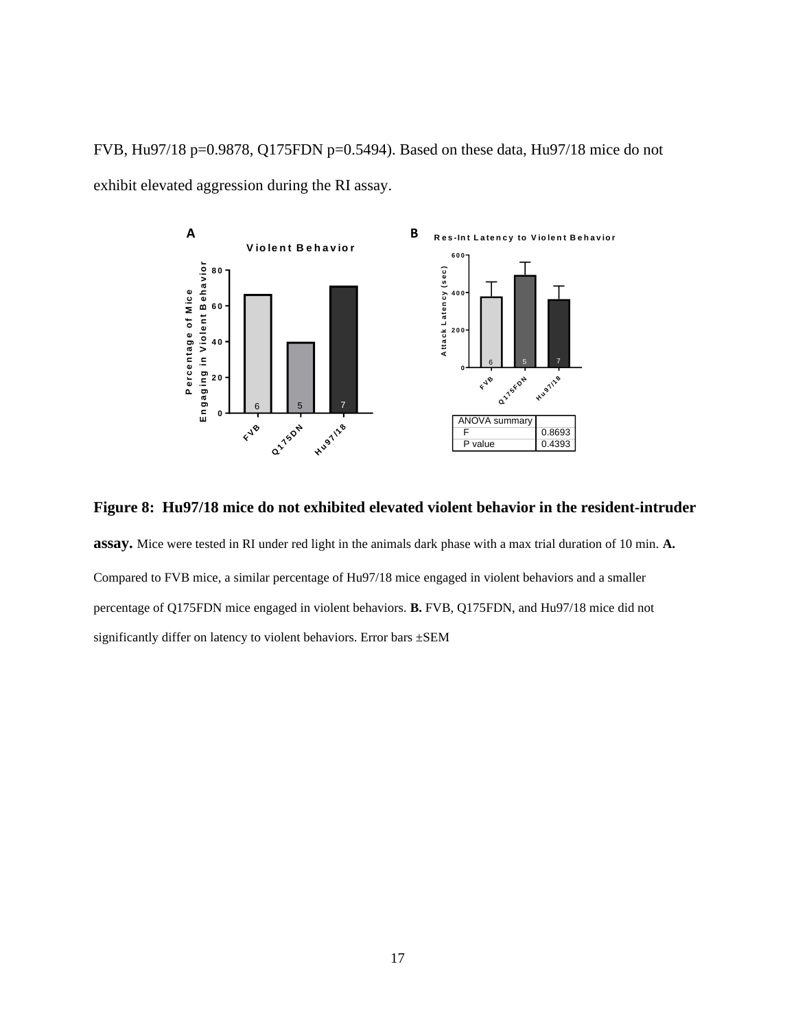FVB, Hu97/18 p=0.9878, Q175FDN p=0.5494). Based on these data, Hu97/18 mice do not exhibit elevated aggression during the RI assay.

| ANOVA summary | |
|---|---|
| F | 0.8693 |
| P value | 0.4393 |

**Figure 8: Hu97/18 mice do not exhibited elevated violent behavior in the resident-intruder assay.** Mice were tested in RI under red light in the animals dark phase with a max trial duration of 10 min. **A.** Compared to FVB mice, a similar percentage of Hu97/18 mice engaged in violent behaviors and a smaller percentage of Q175FDN mice engaged in violent behaviors. **B.** FVB, Q175FDN, and Hu97/18 mice did not significantly differ on latency to violent behaviors. Error bars ±SEM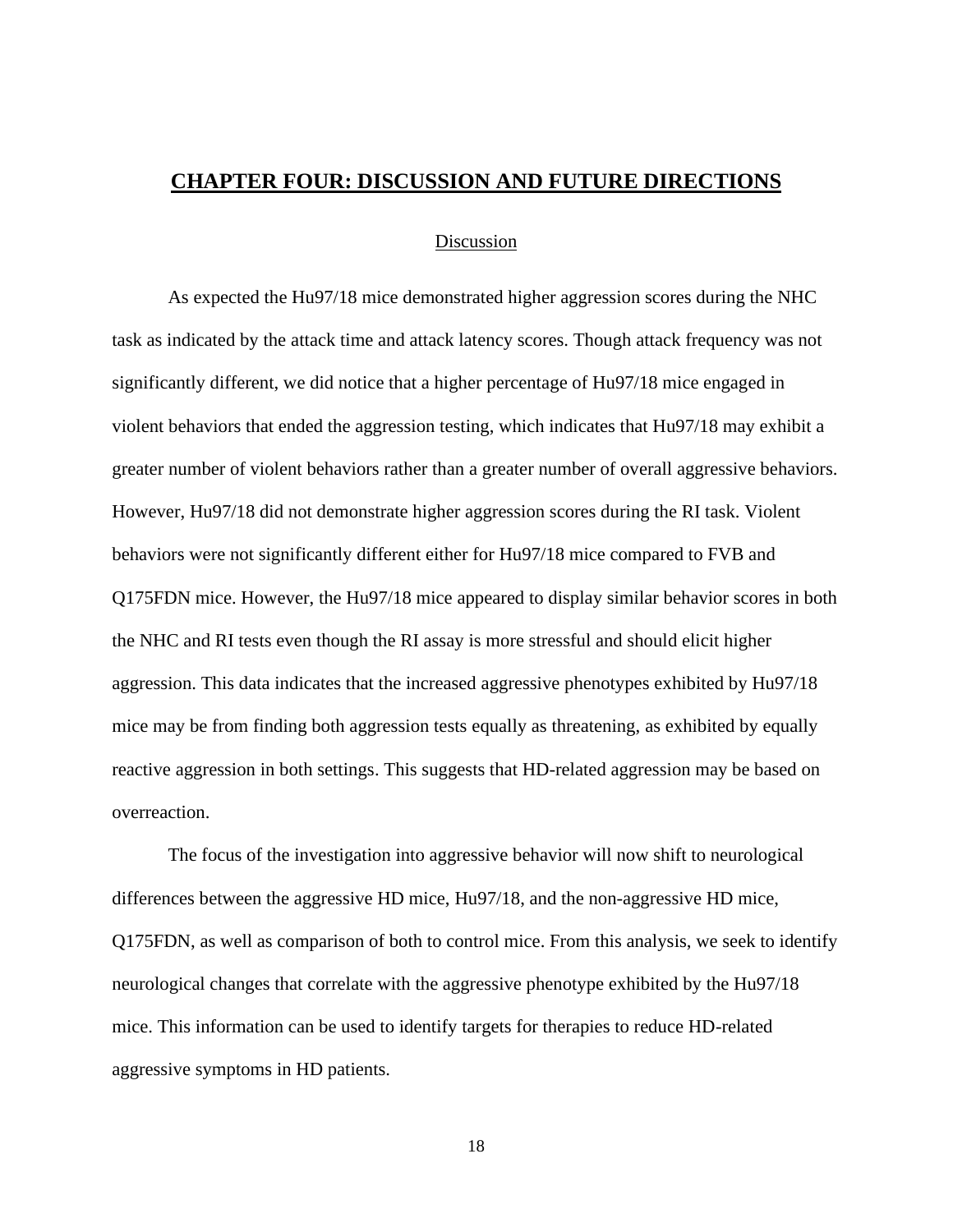# CHAPTER FOUR: DISCUSSION AND FUTURE DIRECTIONS

## Discussion

As expected the Hu97/18 mice demonstrated higher aggression scores during the NHC task as indicated by the attack time and attack latency scores. Though attack frequency was not significantly different, we did notice that a higher percentage of Hu97/18 mice engaged in violent behaviors that ended the aggression testing, which indicates that Hu97/18 may exhibit a greater number of violent behaviors rather than a greater number of overall aggressive behaviors. However, Hu97/18 did not demonstrate higher aggression scores during the RI task. Violent behaviors were not significantly different either for Hu97/18 mice compared to FVB and Q175FDN mice. However, the Hu97/18 mice appeared to display similar behavior scores in both the NHC and RI tests even though the RI assay is more stressful and should elicit higher aggression. This data indicates that the increased aggressive phenotypes exhibited by Hu97/18 mice may be from finding both aggression tests equally as threatening, as exhibited by equally reactive aggression in both settings. This suggests that HD-related aggression may be based on overreaction.

The focus of the investigation into aggressive behavior will now shift to neurological differences between the aggressive HD mice, Hu97/18, and the non-aggressive HD mice, Q175FDN, as well as comparison of both to control mice. From this analysis, we seek to identify neurological changes that correlate with the aggressive phenotype exhibited by the Hu97/18 mice. This information can be used to identify targets for therapies to reduce HD-related aggressive symptoms in HD patients.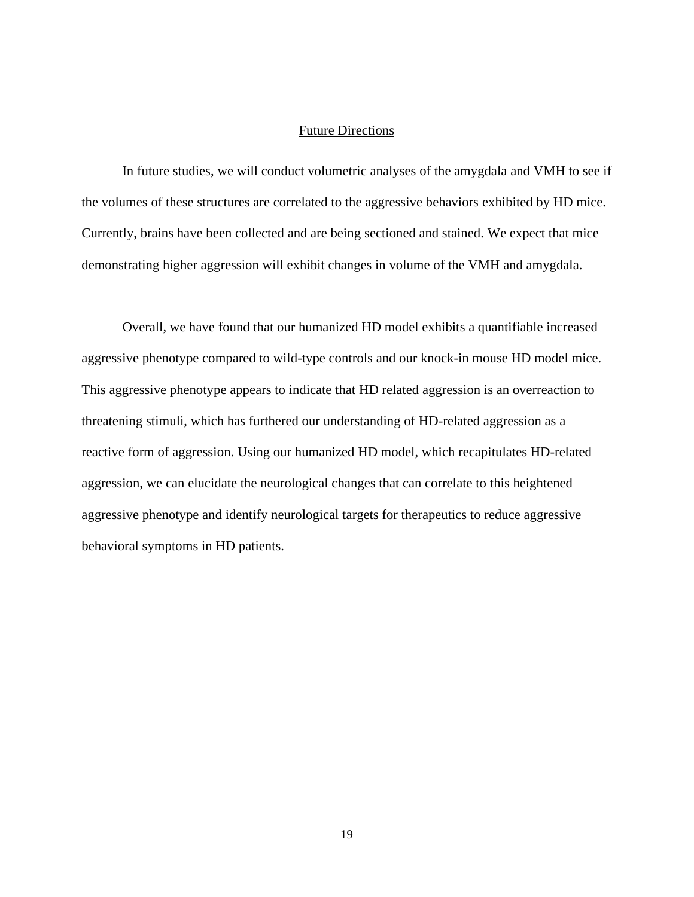## Future Directions

In future studies, we will conduct volumetric analyses of the amygdala and VMH to see if the volumes of these structures are correlated to the aggressive behaviors exhibited by HD mice. Currently, brains have been collected and are being sectioned and stained. We expect that mice demonstrating higher aggression will exhibit changes in volume of the VMH and amygdala.

Overall, we have found that our humanized HD model exhibits a quantifiable increased aggressive phenotype compared to wild-type controls and our knock-in mouse HD model mice. This aggressive phenotype appears to indicate that HD related aggression is an overreaction to threatening stimuli, which has furthered our understanding of HD-related aggression as a reactive form of aggression. Using our humanized HD model, which recapitulates HD-related aggression, we can elucidate the neurological changes that can correlate to this heightened aggressive phenotype and identify neurological targets for therapeutics to reduce aggressive behavioral symptoms in HD patients.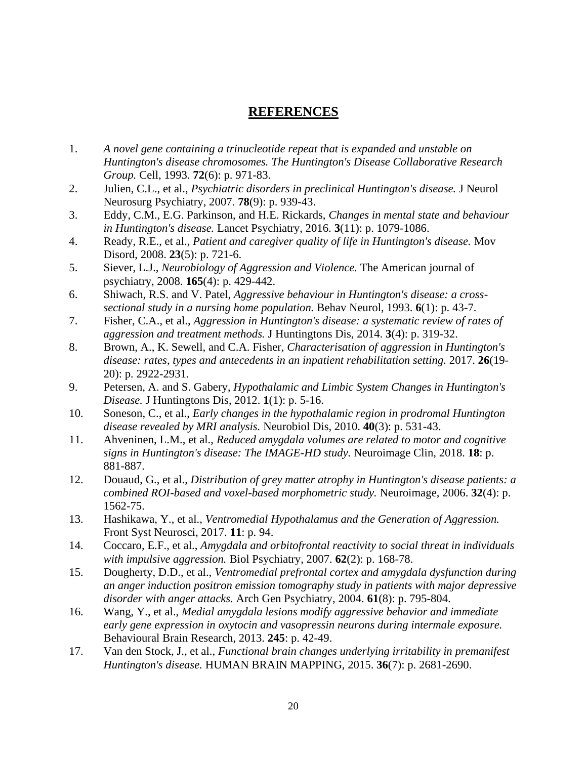# REFERENCES

1. *A novel gene containing a trinucleotide repeat that is expanded and unstable on Huntington's disease chromosomes. The Huntington's Disease Collaborative Research Group.* Cell, 1993. **72**(6): p. 971-83.
2. Julien, C.L., et al., *Psychiatric disorders in preclinical Huntington's disease.* J Neurol Neurosurg Psychiatry, 2007. **78**(9): p. 939-43.
3. Eddy, C.M., E.G. Parkinson, and H.E. Rickards, *Changes in mental state and behaviour in Huntington's disease.* Lancet Psychiatry, 2016. **3**(11): p. 1079-1086.
4. Ready, R.E., et al., *Patient and caregiver quality of life in Huntington's disease.* Mov Disord, 2008. **23**(5): p. 721-6.
5. Siever, L.J., *Neurobiology of Aggression and Violence.* The American journal of psychiatry, 2008. **165**(4): p. 429-442.
6. Shiwach, R.S. and V. Patel, *Aggressive behaviour in Huntington's disease: a cross-sectional study in a nursing home population.* Behav Neurol, 1993. **6**(1): p. 43-7.
7. Fisher, C.A., et al., *Aggression in Huntington's disease: a systematic review of rates of aggression and treatment methods.* J Huntingtons Dis, 2014. **3**(4): p. 319-32.
8. Brown, A., K. Sewell, and C.A. Fisher, *Characterisation of aggression in Huntington's disease: rates, types and antecedents in an inpatient rehabilitation setting.* 2017. **26**(19-20): p. 2922-2931.
9. Petersen, A. and S. Gabery, *Hypothalamic and Limbic System Changes in Huntington's Disease.* J Huntingtons Dis, 2012. **1**(1): p. 5-16.
10. Soneson, C., et al., *Early changes in the hypothalamic region in prodromal Huntington disease revealed by MRI analysis.* Neurobiol Dis, 2010. **40**(3): p. 531-43.
11. Ahveninen, L.M., et al., *Reduced amygdala volumes are related to motor and cognitive signs in Huntington's disease: The IMAGE-HD study.* Neuroimage Clin, 2018. **18**: p. 881-887.
12. Douaud, G., et al., *Distribution of grey matter atrophy in Huntington's disease patients: a combined ROI-based and voxel-based morphometric study.* Neuroimage, 2006. **32**(4): p. 1562-75.
13. Hashikawa, Y., et al., *Ventromedial Hypothalamus and the Generation of Aggression.* Front Syst Neurosci, 2017. **11**: p. 94.
14. Coccaro, E.F., et al., *Amygdala and orbitofrontal reactivity to social threat in individuals with impulsive aggression.* Biol Psychiatry, 2007. **62**(2): p. 168-78.
15. Dougherty, D.D., et al., *Ventromedial prefrontal cortex and amygdala dysfunction during an anger induction positron emission tomography study in patients with major depressive disorder with anger attacks.* Arch Gen Psychiatry, 2004. **61**(8): p. 795-804.
16. Wang, Y., et al., *Medial amygdala lesions modify aggressive behavior and immediate early gene expression in oxytocin and vasopressin neurons during intermale exposure.* Behavioural Brain Research, 2013. **245**: p. 42-49.
17. Van den Stock, J., et al., *Functional brain changes underlying irritability in premanifest Huntington's disease.* HUMAN BRAIN MAPPING, 2015. **36**(7): p. 2681-2690.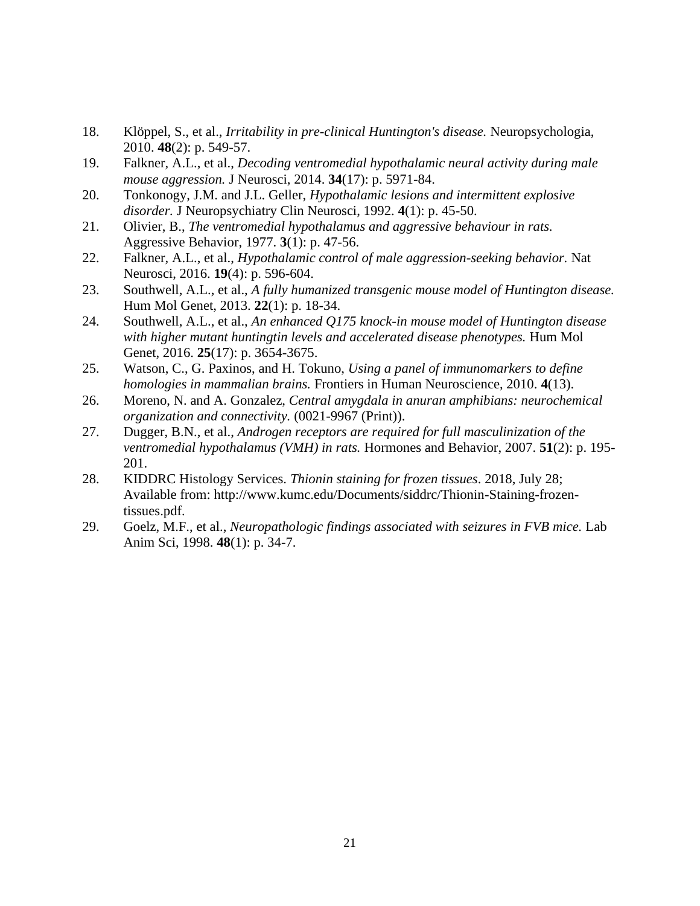18. Klöppel, S., et al., *Irritability in pre-clinical Huntington's disease.* Neuropsychologia, 2010. **48**(2): p. 549-57.
19. Falkner, A.L., et al., *Decoding ventromedial hypothalamic neural activity during male mouse aggression.* J Neurosci, 2014. **34**(17): p. 5971-84.
20. Tonkonogy, J.M. and J.L. Geller, *Hypothalamic lesions and intermittent explosive disorder.* J Neuropsychiatry Clin Neurosci, 1992. **4**(1): p. 45-50.
21. Olivier, B., *The ventromedial hypothalamus and aggressive behaviour in rats.* Aggressive Behavior, 1977. **3**(1): p. 47-56.
22. Falkner, A.L., et al., *Hypothalamic control of male aggression-seeking behavior.* Nat Neurosci, 2016. **19**(4): p. 596-604.
23. Southwell, A.L., et al., *A fully humanized transgenic mouse model of Huntington disease.* Hum Mol Genet, 2013. **22**(1): p. 18-34.
24. Southwell, A.L., et al., *An enhanced Q175 knock-in mouse model of Huntington disease with higher mutant huntingtin levels and accelerated disease phenotypes.* Hum Mol Genet, 2016. **25**(17): p. 3654-3675.
25. Watson, C., G. Paxinos, and H. Tokuno, *Using a panel of immunomarkers to define homologies in mammalian brains.* Frontiers in Human Neuroscience, 2010. **4**(13).
26. Moreno, N. and A. Gonzalez, *Central amygdala in anuran amphibians: neurochemical organization and connectivity.* (0021-9967 (Print)).
27. Dugger, B.N., et al., *Androgen receptors are required for full masculinization of the ventromedial hypothalamus (VMH) in rats.* Hormones and Behavior, 2007. **51**(2): p. 195-201.
28. KIDDRC Histology Services. *Thionin staining for frozen tissues*. 2018, July 28; Available from: http://www.kumc.edu/Documents/siddrc/Thionin-Staining-frozen-tissues.pdf.
29. Goelz, M.F., et al., *Neuropathologic findings associated with seizures in FVB mice.* Lab Anim Sci, 1998. **48**(1): p. 34-7.